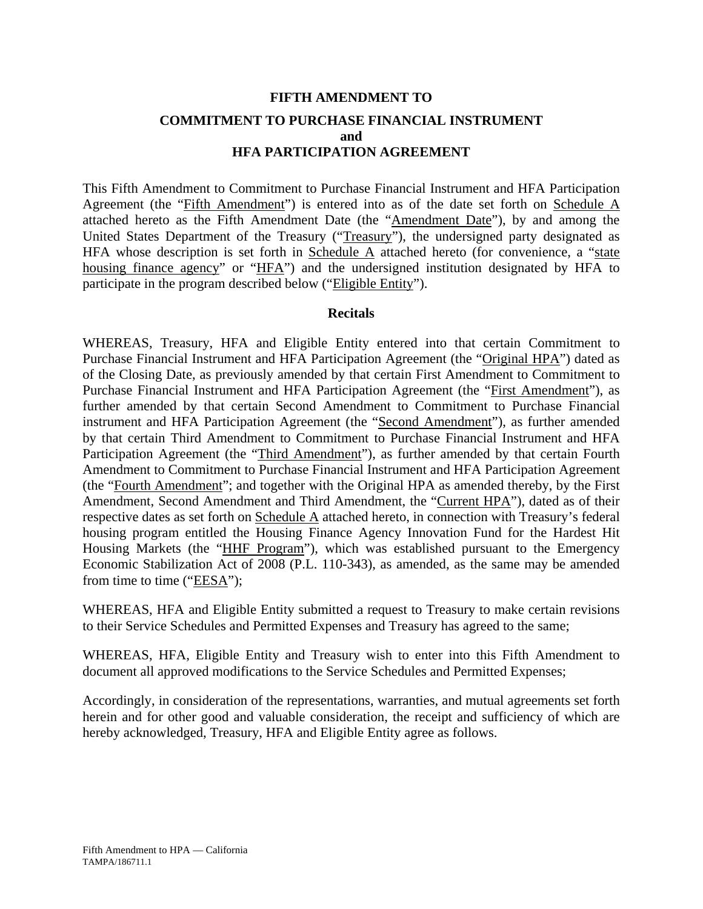**FIFTH AMENDMENT TO**

**COMMITMENT TO PURCHASE FINANCIAL INSTRUMENT**
**and**
**HFA PARTICIPATION AGREEMENT**

This Fifth Amendment to Commitment to Purchase Financial Instrument and HFA Participation Agreement (the "Fifth Amendment") is entered into as of the date set forth on Schedule A attached hereto as the Fifth Amendment Date (the "Amendment Date"), by and among the United States Department of the Treasury ("Treasury"), the undersigned party designated as HFA whose description is set forth in Schedule A attached hereto (for convenience, a "state housing finance agency" or "HFA") and the undersigned institution designated by HFA to participate in the program described below ("Eligible Entity").

**Recitals**

WHEREAS, Treasury, HFA and Eligible Entity entered into that certain Commitment to Purchase Financial Instrument and HFA Participation Agreement (the "Original HPA") dated as of the Closing Date, as previously amended by that certain First Amendment to Commitment to Purchase Financial Instrument and HFA Participation Agreement (the "First Amendment"), as further amended by that certain Second Amendment to Commitment to Purchase Financial instrument and HFA Participation Agreement (the "Second Amendment"), as further amended by that certain Third Amendment to Commitment to Purchase Financial Instrument and HFA Participation Agreement (the "Third Amendment"), as further amended by that certain Fourth Amendment to Commitment to Purchase Financial Instrument and HFA Participation Agreement (the "Fourth Amendment"; and together with the Original HPA as amended thereby, by the First Amendment, Second Amendment and Third Amendment, the "Current HPA"), dated as of their respective dates as set forth on Schedule A attached hereto, in connection with Treasury's federal housing program entitled the Housing Finance Agency Innovation Fund for the Hardest Hit Housing Markets (the "HHF Program"), which was established pursuant to the Emergency Economic Stabilization Act of 2008 (P.L. 110-343), as amended, as the same may be amended from time to time ("EESA");

WHEREAS, HFA and Eligible Entity submitted a request to Treasury to make certain revisions to their Service Schedules and Permitted Expenses and Treasury has agreed to the same;

WHEREAS, HFA, Eligible Entity and Treasury wish to enter into this Fifth Amendment to document all approved modifications to the Service Schedules and Permitted Expenses;

Accordingly, in consideration of the representations, warranties, and mutual agreements set forth herein and for other good and valuable consideration, the receipt and sufficiency of which are hereby acknowledged, Treasury, HFA and Eligible Entity agree as follows.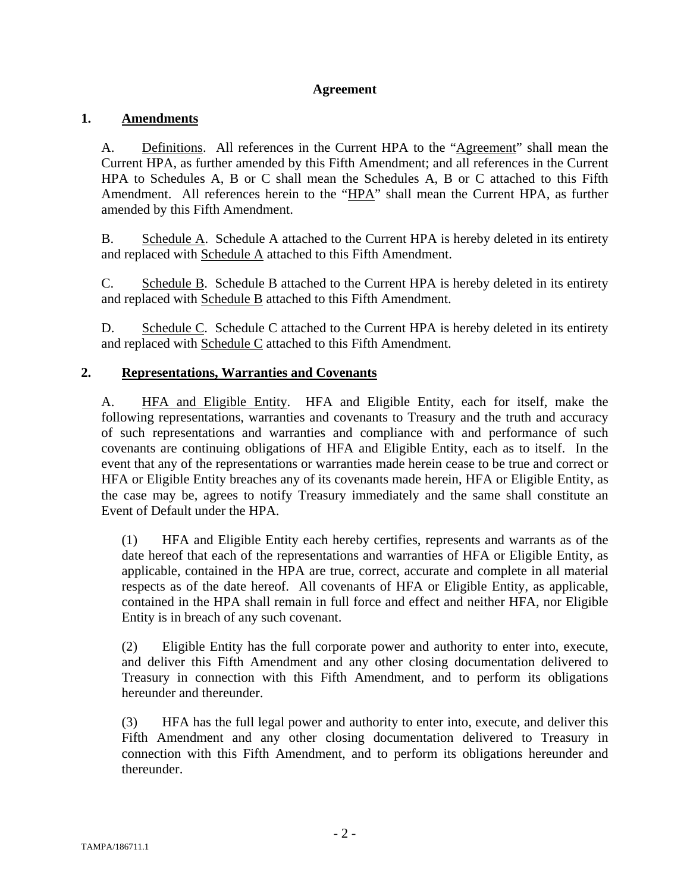## Agreement

### 1. Amendments

A. Definitions. All references in the Current HPA to the "Agreement" shall mean the Current HPA, as further amended by this Fifth Amendment; and all references in the Current HPA to Schedules A, B or C shall mean the Schedules A, B or C attached to this Fifth Amendment. All references herein to the "HPA" shall mean the Current HPA, as further amended by this Fifth Amendment.

B. Schedule A. Schedule A attached to the Current HPA is hereby deleted in its entirety and replaced with Schedule A attached to this Fifth Amendment.

C. Schedule B. Schedule B attached to the Current HPA is hereby deleted in its entirety and replaced with Schedule B attached to this Fifth Amendment.

D. Schedule C. Schedule C attached to the Current HPA is hereby deleted in its entirety and replaced with Schedule C attached to this Fifth Amendment.

### 2. Representations, Warranties and Covenants

A. HFA and Eligible Entity. HFA and Eligible Entity, each for itself, make the following representations, warranties and covenants to Treasury and the truth and accuracy of such representations and warranties and compliance with and performance of such covenants are continuing obligations of HFA and Eligible Entity, each as to itself. In the event that any of the representations or warranties made herein cease to be true and correct or HFA or Eligible Entity breaches any of its covenants made herein, HFA or Eligible Entity, as the case may be, agrees to notify Treasury immediately and the same shall constitute an Event of Default under the HPA.

(1) HFA and Eligible Entity each hereby certifies, represents and warrants as of the date hereof that each of the representations and warranties of HFA or Eligible Entity, as applicable, contained in the HPA are true, correct, accurate and complete in all material respects as of the date hereof. All covenants of HFA or Eligible Entity, as applicable, contained in the HPA shall remain in full force and effect and neither HFA, nor Eligible Entity is in breach of any such covenant.

(2) Eligible Entity has the full corporate power and authority to enter into, execute, and deliver this Fifth Amendment and any other closing documentation delivered to Treasury in connection with this Fifth Amendment, and to perform its obligations hereunder and thereunder.

(3) HFA has the full legal power and authority to enter into, execute, and deliver this Fifth Amendment and any other closing documentation delivered to Treasury in connection with this Fifth Amendment, and to perform its obligations hereunder and thereunder.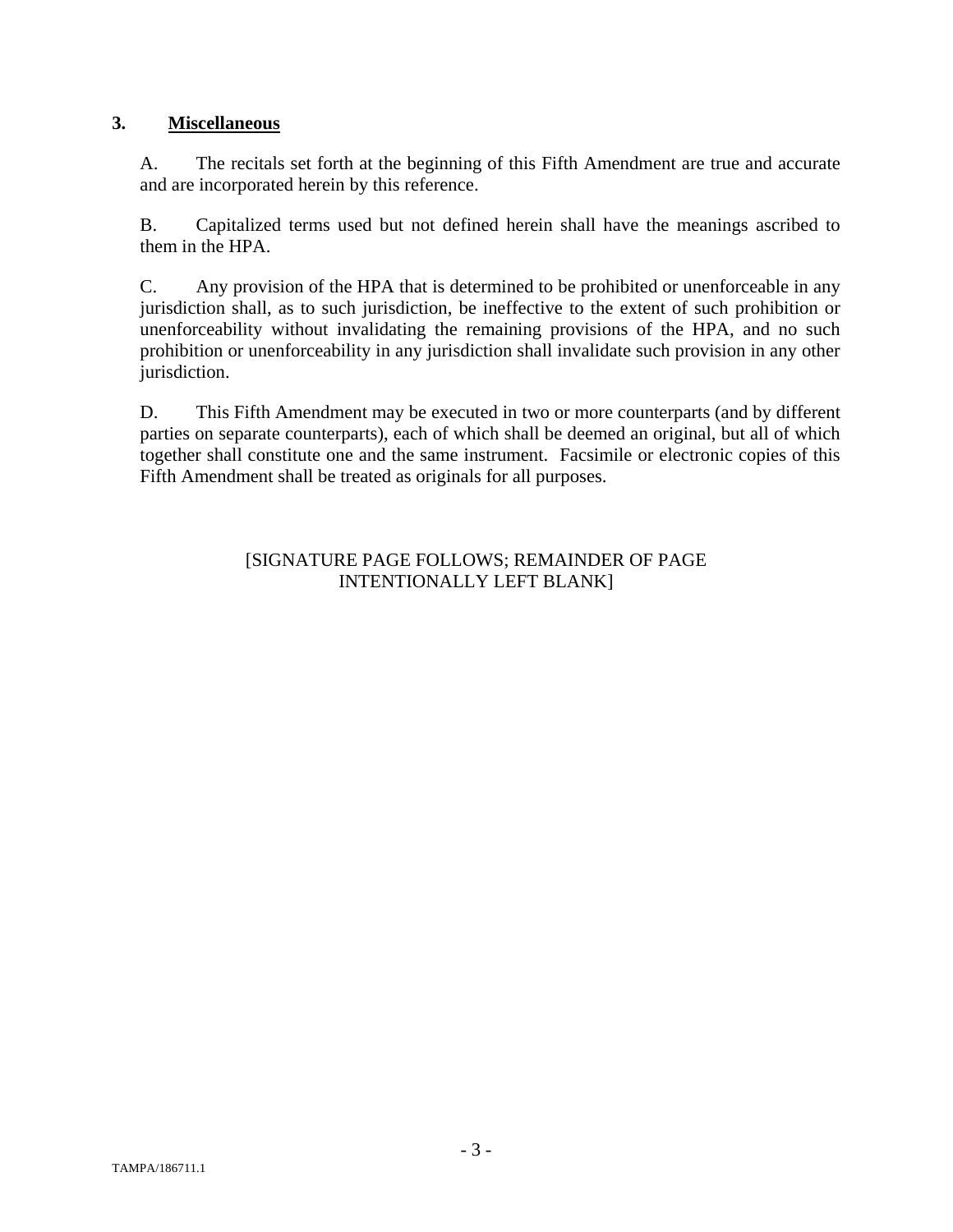## 3. <u>Miscellaneous</u>

A. The recitals set forth at the beginning of this Fifth Amendment are true and accurate and are incorporated herein by this reference.

B. Capitalized terms used but not defined herein shall have the meanings ascribed to them in the HPA.

C. Any provision of the HPA that is determined to be prohibited or unenforceable in any jurisdiction shall, as to such jurisdiction, be ineffective to the extent of such prohibition or unenforceability without invalidating the remaining provisions of the HPA, and no such prohibition or unenforceability in any jurisdiction shall invalidate such provision in any other jurisdiction.

D. This Fifth Amendment may be executed in two or more counterparts (and by different parties on separate counterparts), each of which shall be deemed an original, but all of which together shall constitute one and the same instrument. Facsimile or electronic copies of this Fifth Amendment shall be treated as originals for all purposes.

[SIGNATURE PAGE FOLLOWS; REMAINDER OF PAGE INTENTIONALLY LEFT BLANK]

TAMPA/186711.1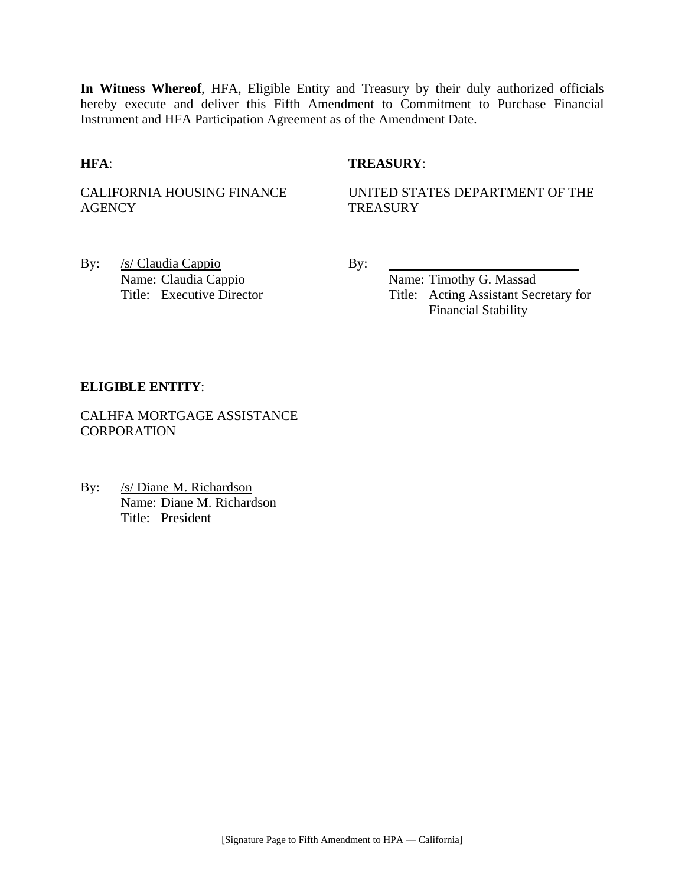**In Witness Whereof**, HFA, Eligible Entity and Treasury by their duly authorized officials hereby execute and deliver this Fifth Amendment to Commitment to Purchase Financial Instrument and HFA Participation Agreement as of the Amendment Date.

**HFA**:

CALIFORNIA HOUSING FINANCE AGENCY

By: /s/ Claudia Cappio
Name: Claudia Cappio
Title: Executive Director

**TREASURY**:

UNITED STATES DEPARTMENT OF THE TREASURY

By: ____________________________
Name: Timothy G. Massad
Title: Acting Assistant Secretary for Financial Stability

**ELIGIBLE ENTITY**:

CALHFA MORTGAGE ASSISTANCE CORPORATION

By: /s/ Diane M. Richardson
Name: Diane M. Richardson
Title: President

[Signature Page to Fifth Amendment to HPA — California]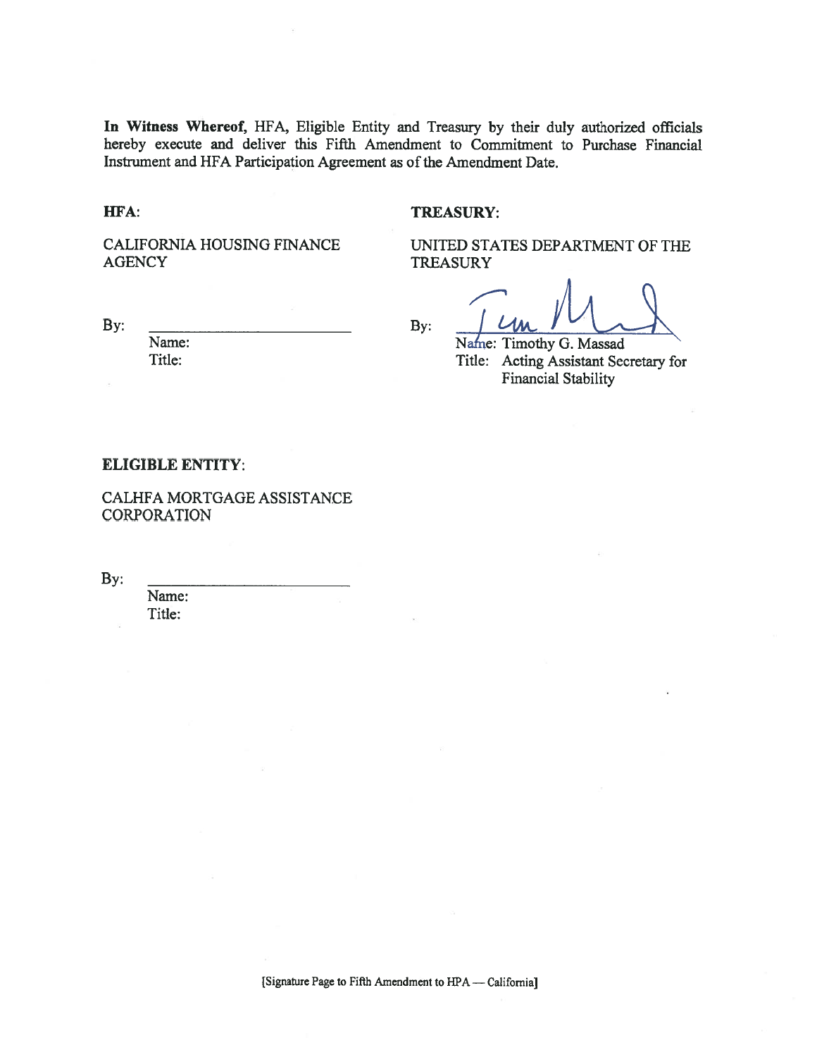**In Witness Whereof,** HFA, Eligible Entity and Treasury by their duly authorized officials hereby execute and deliver this Fifth Amendment to Commitment to Purchase Financial Instrument and HFA Participation Agreement as of the Amendment Date.

**HFA**:

CALIFORNIA HOUSING FINANCE AGENCY

By: ___________________________

Name:
Title:

**TREASURY**:

UNITED STATES DEPARTMENT OF THE TREASURY

By: ___________________________

Name: Timothy G. Massad
Title: Acting Assistant Secretary for Financial Stability

**ELIGIBLE ENTITY**:

CALHFA MORTGAGE ASSISTANCE CORPORATION

By: ___________________________

Name:
Title:

[Signature Page to Fifth Amendment to HPA — California]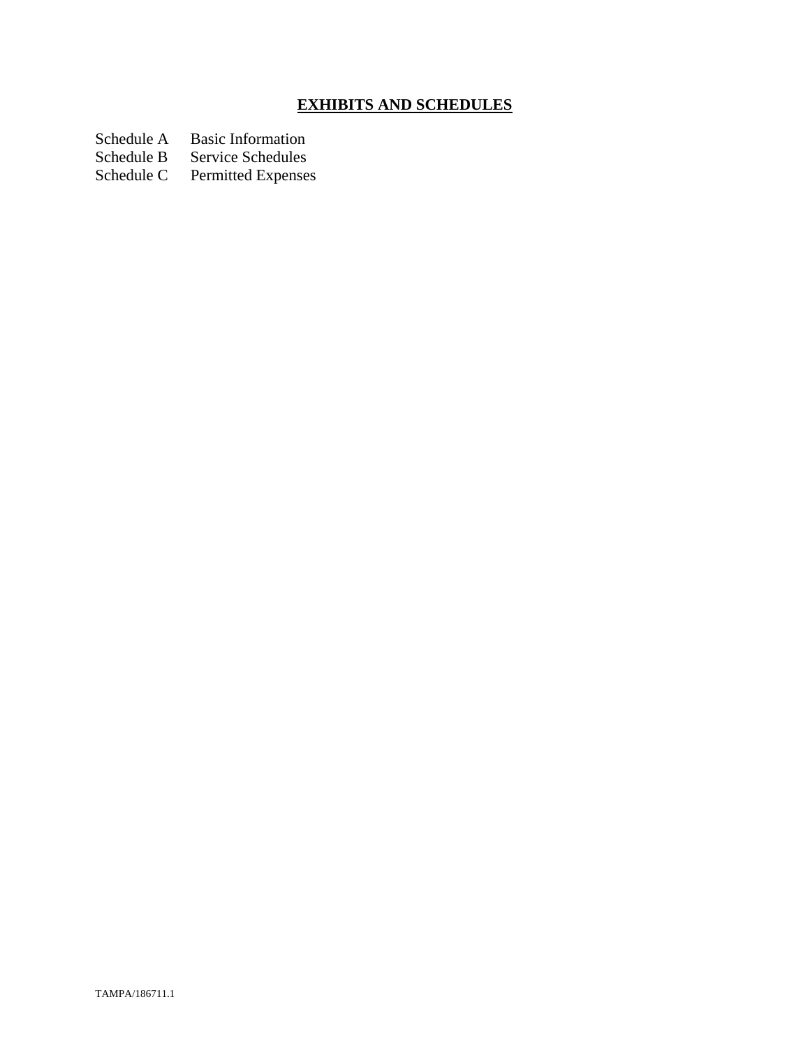## EXHIBITS AND SCHEDULES

| | |
|---|---|
| Schedule A | Basic Information |
| Schedule B | Service Schedules |
| Schedule C | Permitted Expenses |

TAMPA/186711.1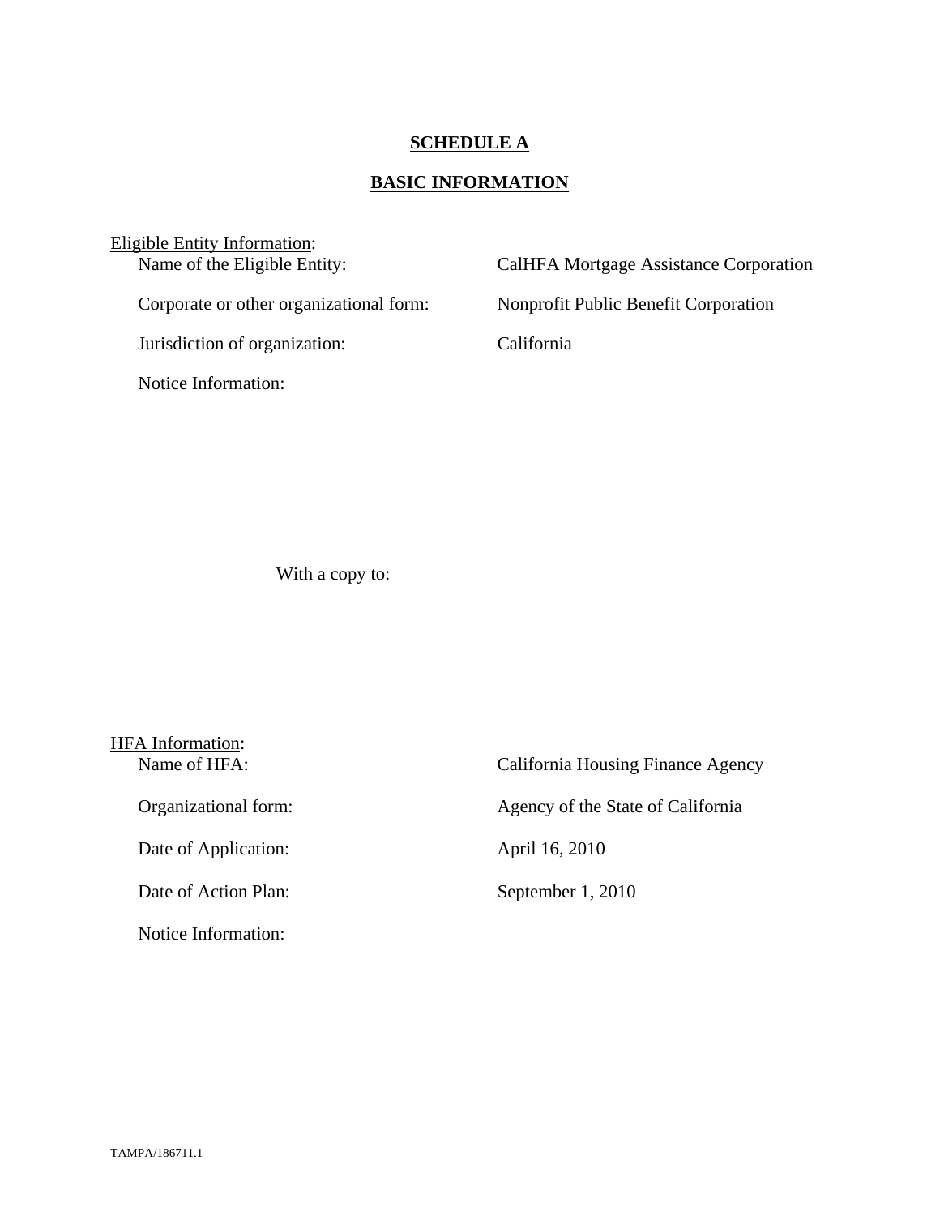**SCHEDULE A**

**BASIC INFORMATION**

Eligible Entity Information:

Name of the Eligible Entity: CalHFA Mortgage Assistance Corporation

Corporate or other organizational form: Nonprofit Public Benefit Corporation

Jurisdiction of organization: California

Notice Information:

With a copy to:

HFA Information:

Name of HFA: California Housing Finance Agency

Organizational form: Agency of the State of California

Date of Application: April 16, 2010

Date of Action Plan: September 1, 2010

Notice Information:

TAMPA/186711.1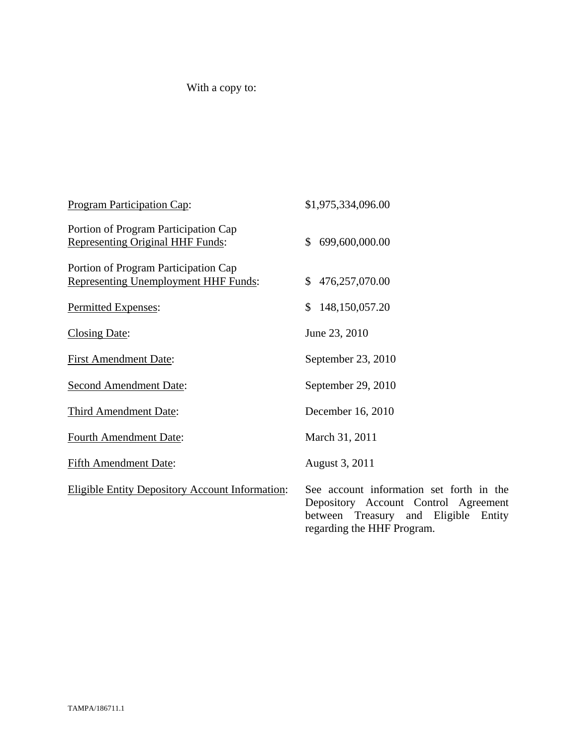With a copy to:

| | |
|---|---|
| Program Participation Cap: | $1,975,334,096.00 |
| Portion of Program Participation Cap Representing Original HHF Funds: | $ 699,600,000.00 |
| Portion of Program Participation Cap Representing Unemployment HHF Funds: | $ 476,257,070.00 |
| Permitted Expenses: | $ 148,150,057.20 |
| Closing Date: | June 23, 2010 |
| First Amendment Date: | September 23, 2010 |
| Second Amendment Date: | September 29, 2010 |
| Third Amendment Date: | December 16, 2010 |
| Fourth Amendment Date: | March 31, 2011 |
| Fifth Amendment Date: | August 3, 2011 |
| Eligible Entity Depository Account Information: | See account information set forth in the Depository Account Control Agreement between Treasury and Eligible Entity regarding the HHF Program. |

TAMPA/186711.1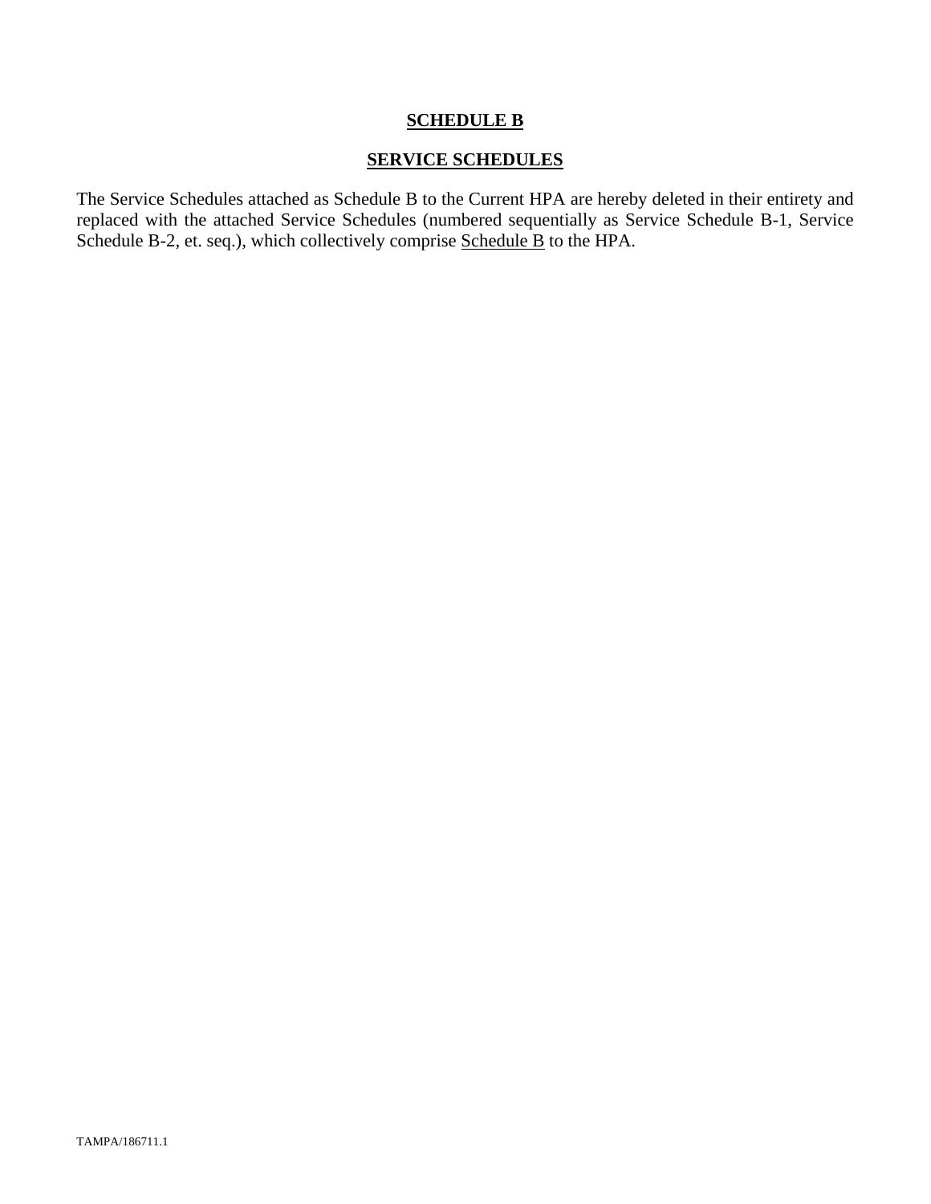# SCHEDULE B

## SERVICE SCHEDULES

The Service Schedules attached as Schedule B to the Current HPA are hereby deleted in their entirety and replaced with the attached Service Schedules (numbered sequentially as Service Schedule B-1, Service Schedule B-2, et. seq.), which collectively comprise Schedule B to the HPA.

TAMPA/186711.1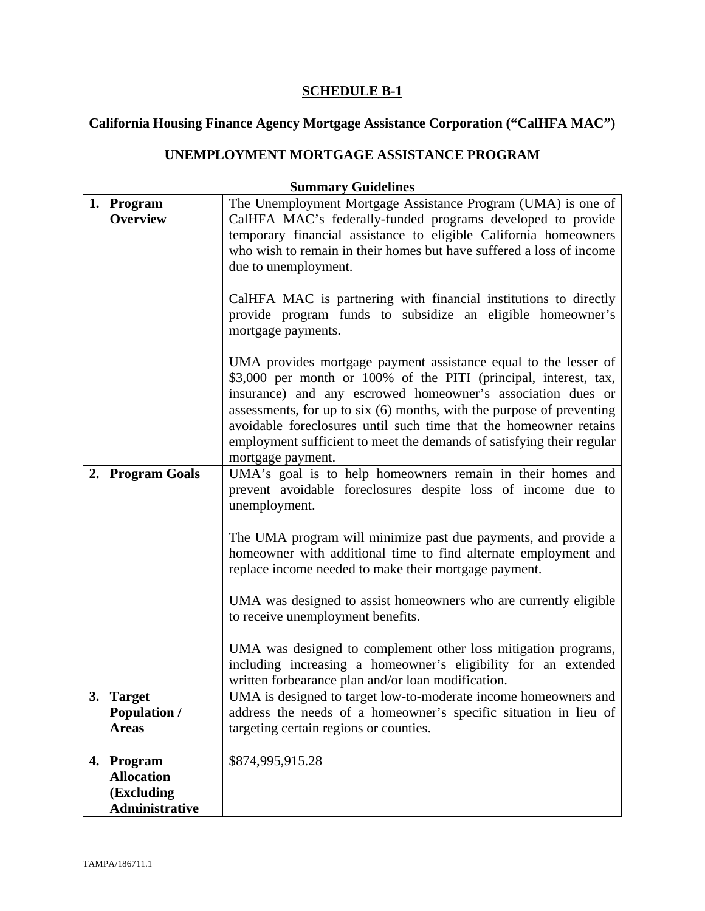# SCHEDULE B-1

## California Housing Finance Agency Mortgage Assistance Corporation ("CalHFA MAC")

## UNEMPLOYMENT MORTGAGE ASSISTANCE PROGRAM

### Summary Guidelines

| | |
|---|---|
| **1. Program Overview** | The Unemployment Mortgage Assistance Program (UMA) is one of CalHFA MAC's federally-funded programs developed to provide temporary financial assistance to eligible California homeowners who wish to remain in their homes but have suffered a loss of income due to unemployment.<br><br>CalHFA MAC is partnering with financial institutions to directly provide program funds to subsidize an eligible homeowner's mortgage payments.<br><br>UMA provides mortgage payment assistance equal to the lesser of \$3,000 per month or 100% of the PITI (principal, interest, tax, insurance) and any escrowed homeowner's association dues or assessments, for up to six (6) months, with the purpose of preventing avoidable foreclosures until such time that the homeowner retains employment sufficient to meet the demands of satisfying their regular mortgage payment. |
| **2. Program Goals** | UMA's goal is to help homeowners remain in their homes and prevent avoidable foreclosures despite loss of income due to unemployment.<br><br>The UMA program will minimize past due payments, and provide a homeowner with additional time to find alternate employment and replace income needed to make their mortgage payment.<br><br>UMA was designed to assist homeowners who are currently eligible to receive unemployment benefits.<br><br>UMA was designed to complement other loss mitigation programs, including increasing a homeowner's eligibility for an extended written forbearance plan and/or loan modification. |
| **3. Target Population / Areas** | UMA is designed to target low-to-moderate income homeowners and address the needs of a homeowner's specific situation in lieu of targeting certain regions or counties. |
| **4. Program Allocation (Excluding Administrative** | \$874,995,915.28 |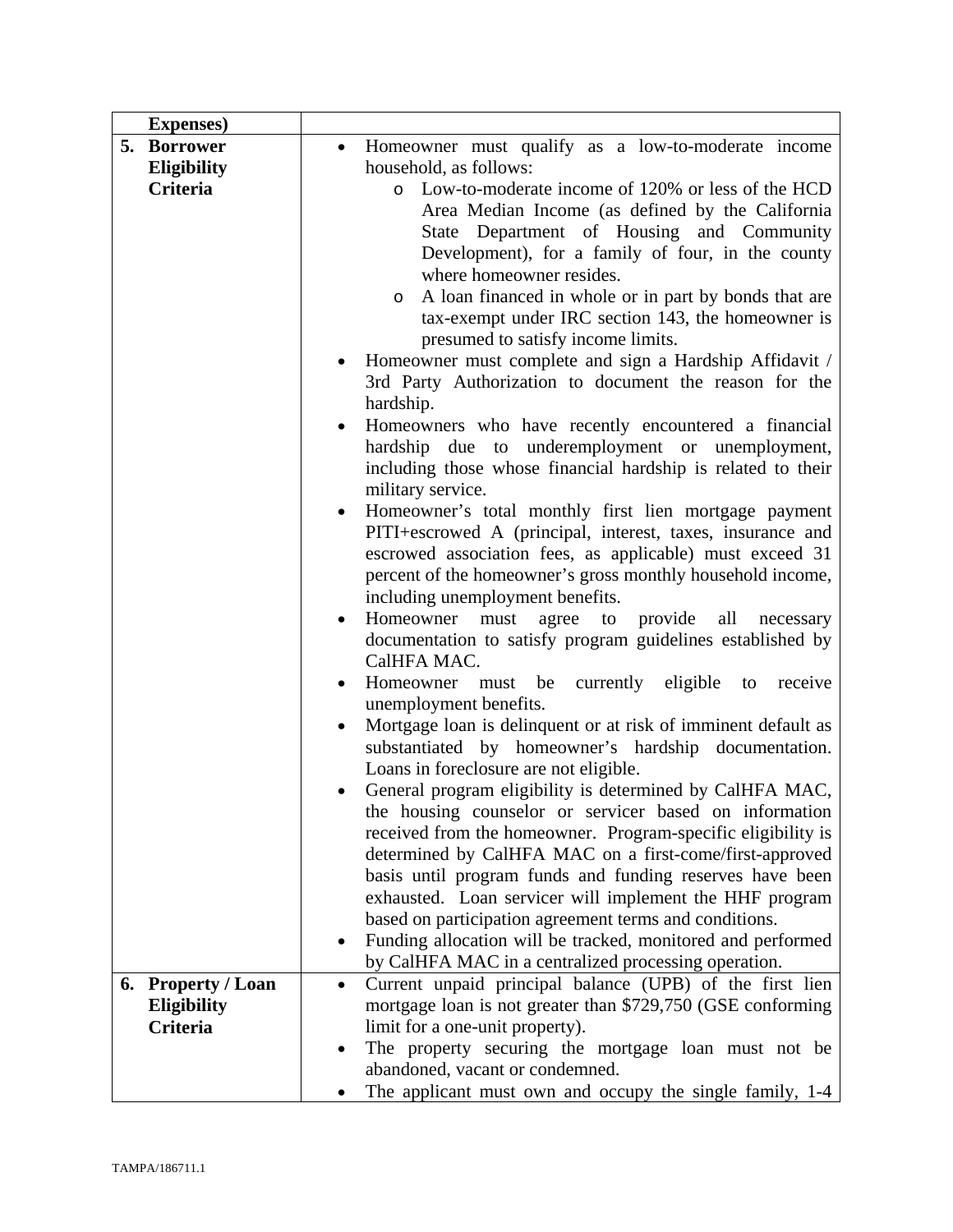| Expenses) | |
|---|---|
| **5. Borrower Eligibility Criteria** | • Homeowner must qualify as a low-to-moderate income household, as follows:<br>  o Low-to-moderate income of 120% or less of the HCD Area Median Income (as defined by the California State Department of Housing and Community Development), for a family of four, in the county where homeowner resides.<br>  o A loan financed in whole or in part by bonds that are tax-exempt under IRC section 143, the homeowner is presumed to satisfy income limits.<br>• Homeowner must complete and sign a Hardship Affidavit / 3rd Party Authorization to document the reason for the hardship.<br>• Homeowners who have recently encountered a financial hardship due to underemployment or unemployment, including those whose financial hardship is related to their military service.<br>• Homeowner's total monthly first lien mortgage payment PITI+escrowed A (principal, interest, taxes, insurance and escrowed association fees, as applicable) must exceed 31 percent of the homeowner's gross monthly household income, including unemployment benefits.<br>• Homeowner must agree to provide all necessary documentation to satisfy program guidelines established by CalHFA MAC.<br>• Homeowner must be currently eligible to receive unemployment benefits.<br>• Mortgage loan is delinquent or at risk of imminent default as substantiated by homeowner's hardship documentation. Loans in foreclosure are not eligible.<br>• General program eligibility is determined by CalHFA MAC, the housing counselor or servicer based on information received from the homeowner. Program-specific eligibility is determined by CalHFA MAC on a first-come/first-approved basis until program funds and funding reserves have been exhausted. Loan servicer will implement the HHF program based on participation agreement terms and conditions.<br>• Funding allocation will be tracked, monitored and performed by CalHFA MAC in a centralized processing operation. |
| **6. Property / Loan Eligibility Criteria** | • Current unpaid principal balance (UPB) of the first lien mortgage loan is not greater than $729,750 (GSE conforming limit for a one-unit property).<br>• The property securing the mortgage loan must not be abandoned, vacant or condemned.<br>• The applicant must own and occupy the single family, 1-4 |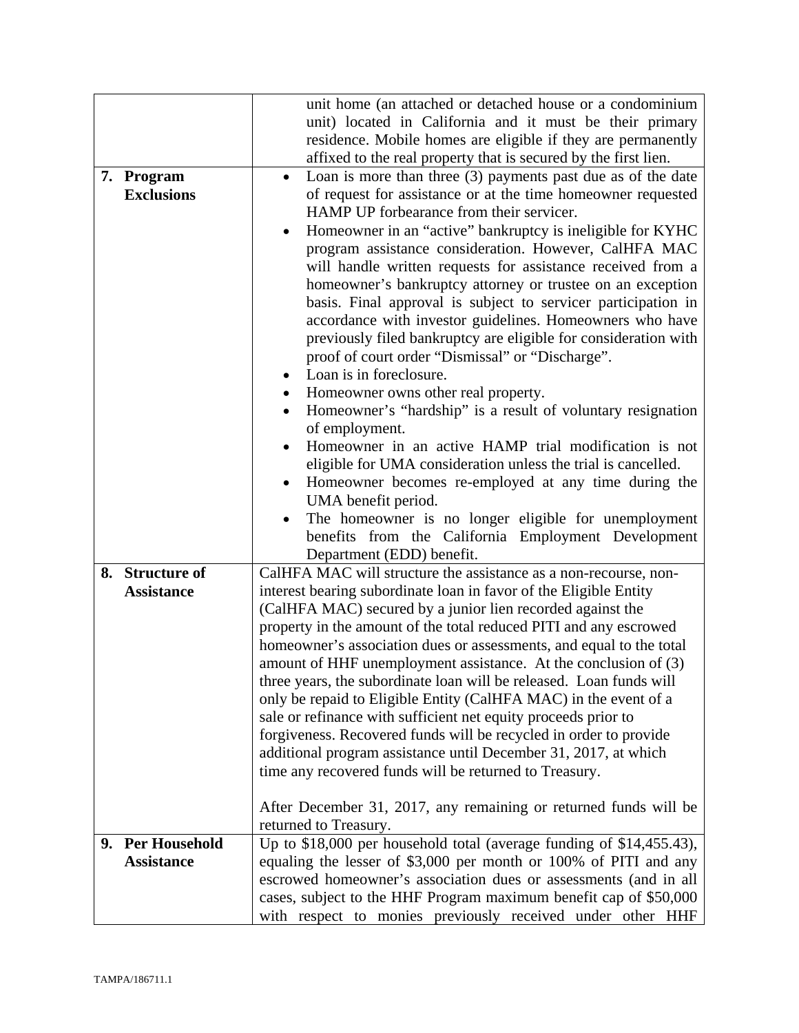| | |
|---|---|
| | unit home (an attached or detached house or a condominium unit) located in California and it must be their primary residence. Mobile homes are eligible if they are permanently affixed to the real property that is secured by the first lien. |
| **7. Program Exclusions** | • Loan is more than three (3) payments past due as of the date of request for assistance or at the time homeowner requested HAMP UP forbearance from their servicer.<br>• Homeowner in an "active" bankruptcy is ineligible for KYHC program assistance consideration. However, CalHFA MAC will handle written requests for assistance received from a homeowner's bankruptcy attorney or trustee on an exception basis. Final approval is subject to servicer participation in accordance with investor guidelines. Homeowners who have previously filed bankruptcy are eligible for consideration with proof of court order "Dismissal" or "Discharge".<br>• Loan is in foreclosure.<br>• Homeowner owns other real property.<br>• Homeowner's "hardship" is a result of voluntary resignation of employment.<br>• Homeowner in an active HAMP trial modification is not eligible for UMA consideration unless the trial is cancelled.<br>• Homeowner becomes re-employed at any time during the UMA benefit period.<br>• The homeowner is no longer eligible for unemployment benefits from the California Employment Development Department (EDD) benefit. |
| **8. Structure of Assistance** | CalHFA MAC will structure the assistance as a non-recourse, non-interest bearing subordinate loan in favor of the Eligible Entity (CalHFA MAC) secured by a junior lien recorded against the property in the amount of the total reduced PITI and any escrowed homeowner's association dues or assessments, and equal to the total amount of HHF unemployment assistance. At the conclusion of (3) three years, the subordinate loan will be released. Loan funds will only be repaid to Eligible Entity (CalHFA MAC) in the event of a sale or refinance with sufficient net equity proceeds prior to forgiveness. Recovered funds will be recycled in order to provide additional program assistance until December 31, 2017, at which time any recovered funds will be returned to Treasury.<br><br>After December 31, 2017, any remaining or returned funds will be returned to Treasury. |
| **9. Per Household Assistance** | Up to $18,000 per household total (average funding of $14,455.43), equaling the lesser of $3,000 per month or 100% of PITI and any escrowed homeowner's association dues or assessments (and in all cases, subject to the HHF Program maximum benefit cap of $50,000 with respect to monies previously received under other HHF |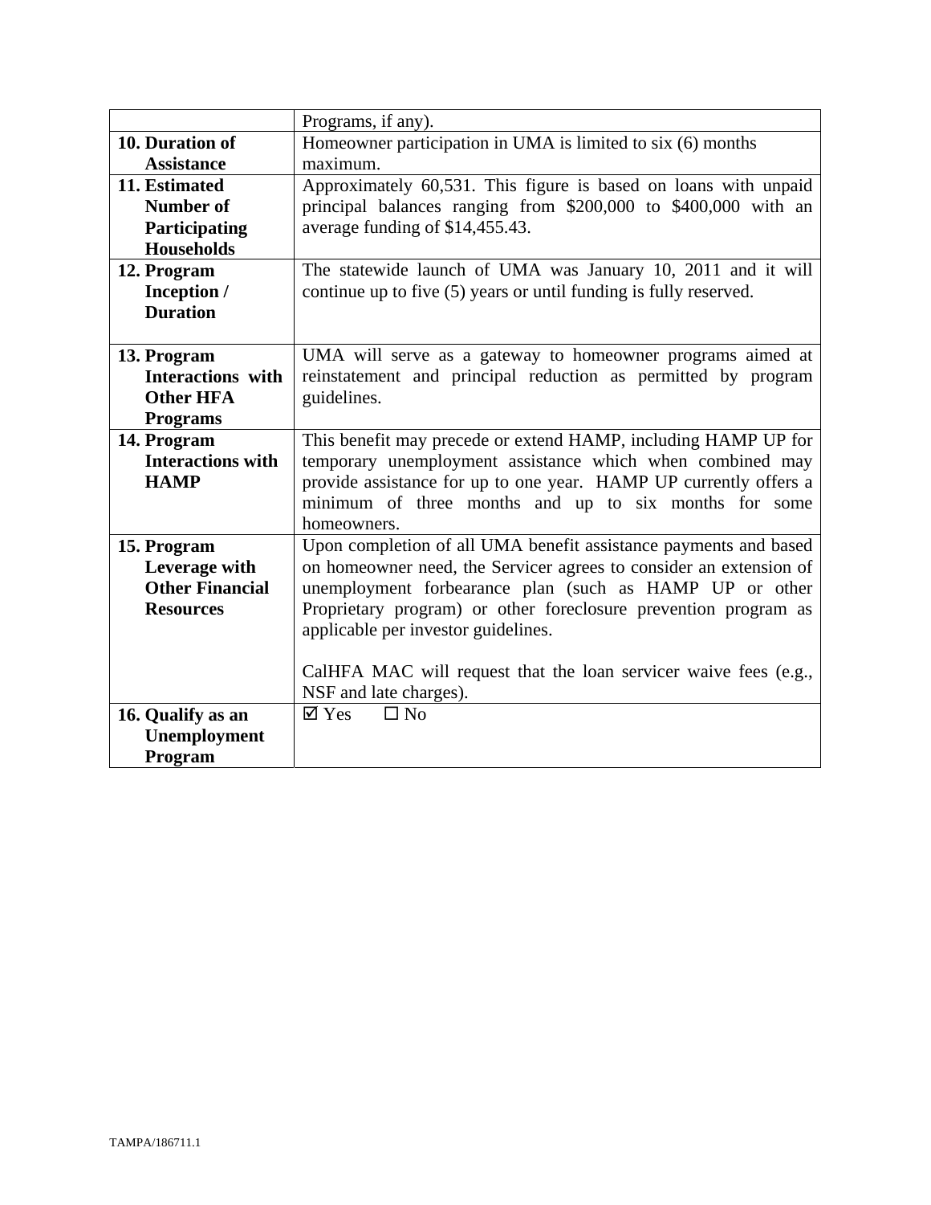| | |
|---|---|
| | Programs, if any). |
| **10. Duration of Assistance** | Homeowner participation in UMA is limited to six (6) months maximum. |
| **11. Estimated Number of Participating Households** | Approximately 60,531. This figure is based on loans with unpaid principal balances ranging from \$200,000 to \$400,000 with an average funding of \$14,455.43. |
| **12. Program Inception / Duration** | The statewide launch of UMA was January 10, 2011 and it will continue up to five (5) years or until funding is fully reserved. |
| **13. Program Interactions with Other HFA Programs** | UMA will serve as a gateway to homeowner programs aimed at reinstatement and principal reduction as permitted by program guidelines. |
| **14. Program Interactions with HAMP** | This benefit may precede or extend HAMP, including HAMP UP for temporary unemployment assistance which when combined may provide assistance for up to one year. HAMP UP currently offers a minimum of three months and up to six months for some homeowners. |
| **15. Program Leverage with Other Financial Resources** | Upon completion of all UMA benefit assistance payments and based on homeowner need, the Servicer agrees to consider an extension of unemployment forbearance plan (such as HAMP UP or other Proprietary program) or other foreclosure prevention program as applicable per investor guidelines.<br><br>CalHFA MAC will request that the loan servicer waive fees (e.g., NSF and late charges). |
| **16. Qualify as an Unemployment Program** | ☑ Yes ☐ No |

TAMPA/186711.1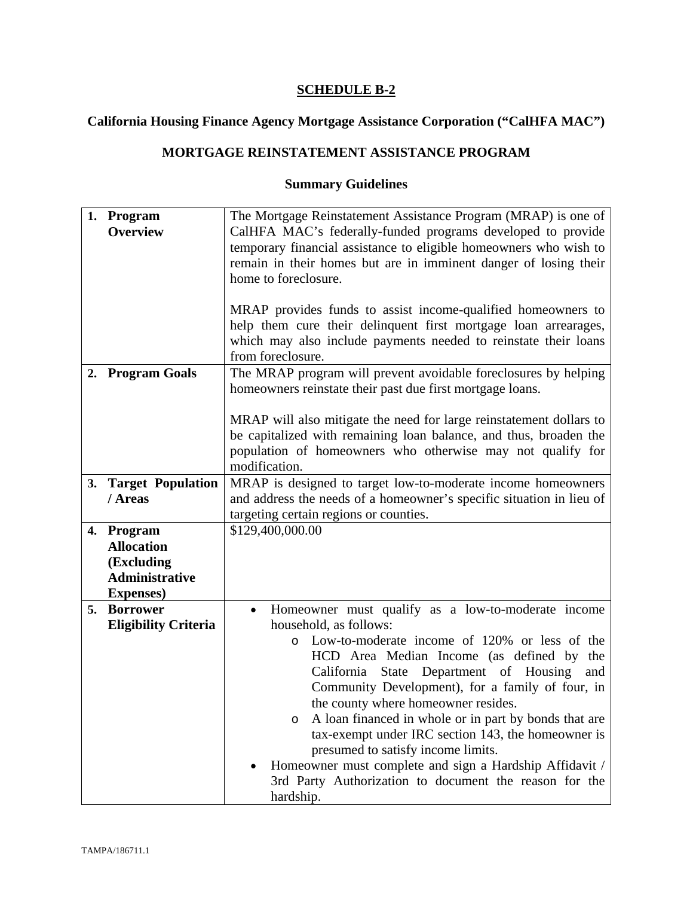# SCHEDULE B-2

## California Housing Finance Agency Mortgage Assistance Corporation ("CalHFA MAC")

## MORTGAGE REINSTATEMENT ASSISTANCE PROGRAM

### Summary Guidelines

| | |
|---|---|
| **1. Program Overview** | The Mortgage Reinstatement Assistance Program (MRAP) is one of CalHFA MAC's federally-funded programs developed to provide temporary financial assistance to eligible homeowners who wish to remain in their homes but are in imminent danger of losing their home to foreclosure.<br><br>MRAP provides funds to assist income-qualified homeowners to help them cure their delinquent first mortgage loan arrearages, which may also include payments needed to reinstate their loans from foreclosure. |
| **2. Program Goals** | The MRAP program will prevent avoidable foreclosures by helping homeowners reinstate their past due first mortgage loans.<br><br>MRAP will also mitigate the need for large reinstatement dollars to be capitalized with remaining loan balance, and thus, broaden the population of homeowners who otherwise may not qualify for modification. |
| **3. Target Population / Areas** | MRAP is designed to target low-to-moderate income homeowners and address the needs of a homeowner's specific situation in lieu of targeting certain regions or counties. |
| **4. Program Allocation (Excluding Administrative Expenses)** | $129,400,000.00 |
| **5. Borrower Eligibility Criteria** | • Homeowner must qualify as a low-to-moderate income household, as follows:<br>&nbsp;&nbsp;&nbsp;o Low-to-moderate income of 120% or less of the HCD Area Median Income (as defined by the California State Department of Housing and Community Development), for a family of four, in the county where homeowner resides.<br>&nbsp;&nbsp;&nbsp;o A loan financed in whole or in part by bonds that are tax-exempt under IRC section 143, the homeowner is presumed to satisfy income limits.<br>• Homeowner must complete and sign a Hardship Affidavit / 3rd Party Authorization to document the reason for the hardship. |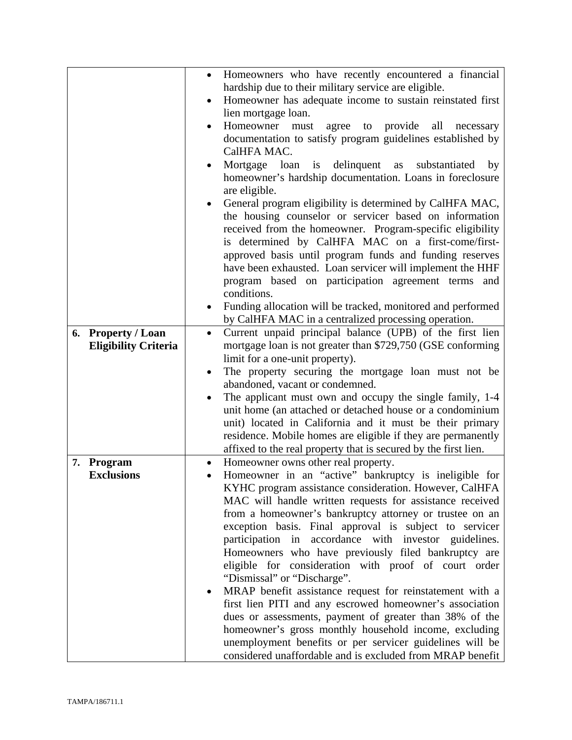|  |  |
|---|---|
|  | • Homeowners who have recently encountered a financial hardship due to their military service are eligible.<br>• Homeowner has adequate income to sustain reinstated first lien mortgage loan.<br>• Homeowner must agree to provide all necessary documentation to satisfy program guidelines established by CalHFA MAC.<br>• Mortgage loan is delinquent as substantiated by homeowner's hardship documentation. Loans in foreclosure are eligible.<br>• General program eligibility is determined by CalHFA MAC, the housing counselor or servicer based on information received from the homeowner. Program-specific eligibility is determined by CalHFA MAC on a first-come/first-approved basis until program funds and funding reserves have been exhausted. Loan servicer will implement the HHF program based on participation agreement terms and conditions.<br>• Funding allocation will be tracked, monitored and performed by CalHFA MAC in a centralized processing operation. |
| **6. Property / Loan Eligibility Criteria** | • Current unpaid principal balance (UPB) of the first lien mortgage loan is not greater than $729,750 (GSE conforming limit for a one-unit property).<br>• The property securing the mortgage loan must not be abandoned, vacant or condemned.<br>• The applicant must own and occupy the single family, 1-4 unit home (an attached or detached house or a condominium unit) located in California and it must be their primary residence. Mobile homes are eligible if they are permanently affixed to the real property that is secured by the first lien. |
| **7. Program Exclusions** | • Homeowner owns other real property.<br>• Homeowner in an "active" bankruptcy is ineligible for KYHC program assistance consideration. However, CalHFA MAC will handle written requests for assistance received from a homeowner's bankruptcy attorney or trustee on an exception basis. Final approval is subject to servicer participation in accordance with investor guidelines. Homeowners who have previously filed bankruptcy are eligible for consideration with proof of court order "Dismissal" or "Discharge".<br>• MRAP benefit assistance request for reinstatement with a first lien PITI and any escrowed homeowner's association dues or assessments, payment of greater than 38% of the homeowner's gross monthly household income, excluding unemployment benefits or per servicer guidelines will be considered unaffordable and is excluded from MRAP benefit |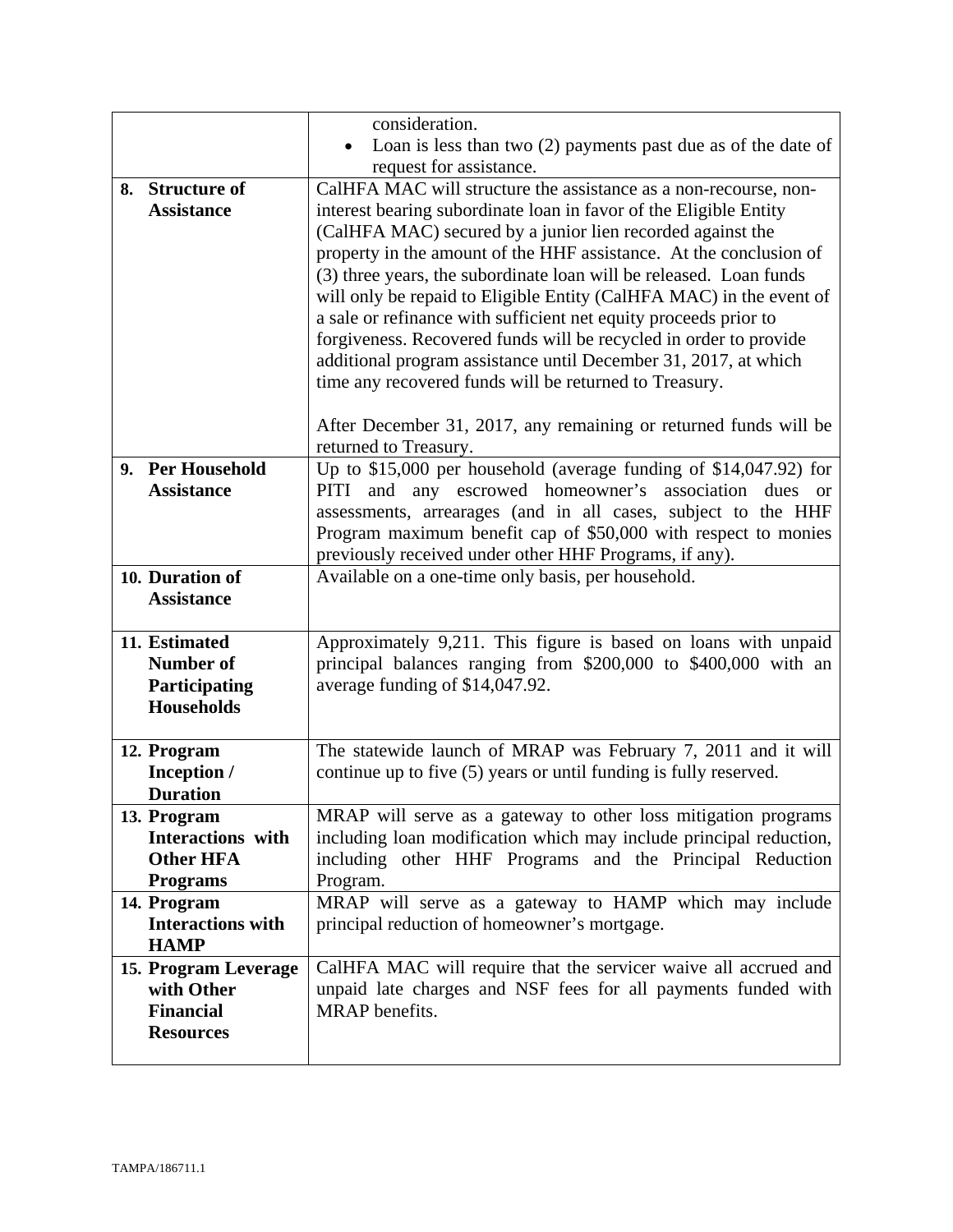| | |
|---|---|
| | consideration.<br>• Loan is less than two (2) payments past due as of the date of request for assistance. |
| **8. Structure of Assistance** | CalHFA MAC will structure the assistance as a non-recourse, non-interest bearing subordinate loan in favor of the Eligible Entity (CalHFA MAC) secured by a junior lien recorded against the property in the amount of the HHF assistance. At the conclusion of (3) three years, the subordinate loan will be released. Loan funds will only be repaid to Eligible Entity (CalHFA MAC) in the event of a sale or refinance with sufficient net equity proceeds prior to forgiveness. Recovered funds will be recycled in order to provide additional program assistance until December 31, 2017, at which time any recovered funds will be returned to Treasury.<br><br>After December 31, 2017, any remaining or returned funds will be returned to Treasury. |
| **9. Per Household Assistance** | Up to $15,000 per household (average funding of $14,047.92) for PITI and any escrowed homeowner's association dues or assessments, arrearages (and in all cases, subject to the HHF Program maximum benefit cap of $50,000 with respect to monies previously received under other HHF Programs, if any). |
| **10. Duration of Assistance** | Available on a one-time only basis, per household. |
| **11. Estimated Number of Participating Households** | Approximately 9,211. This figure is based on loans with unpaid principal balances ranging from $200,000 to $400,000 with an average funding of $14,047.92. |
| **12. Program Inception / Duration** | The statewide launch of MRAP was February 7, 2011 and it will continue up to five (5) years or until funding is fully reserved. |
| **13. Program Interactions with Other HFA Programs** | MRAP will serve as a gateway to other loss mitigation programs including loan modification which may include principal reduction, including other HHF Programs and the Principal Reduction Program. |
| **14. Program Interactions with HAMP** | MRAP will serve as a gateway to HAMP which may include principal reduction of homeowner's mortgage. |
| **15. Program Leverage with Other Financial Resources** | CalHFA MAC will require that the servicer waive all accrued and unpaid late charges and NSF fees for all payments funded with MRAP benefits. |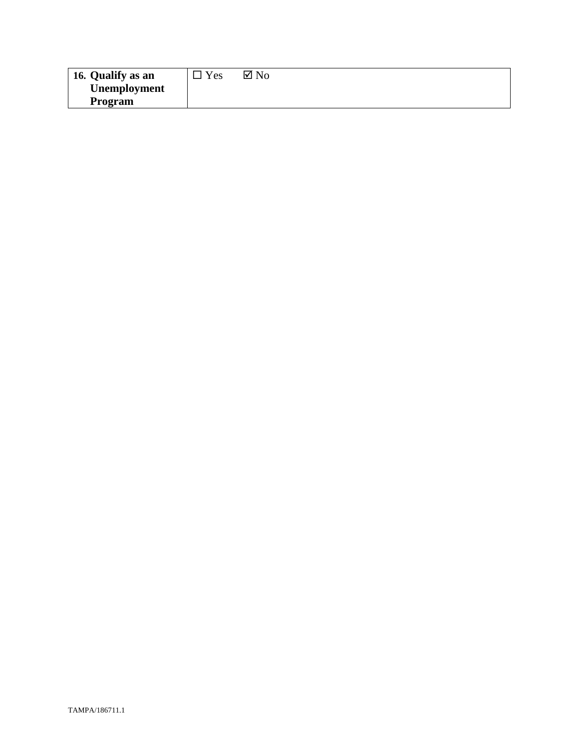| **16. Qualify as an Unemployment Program** | ☐ Yes ☑ No |
|---|---|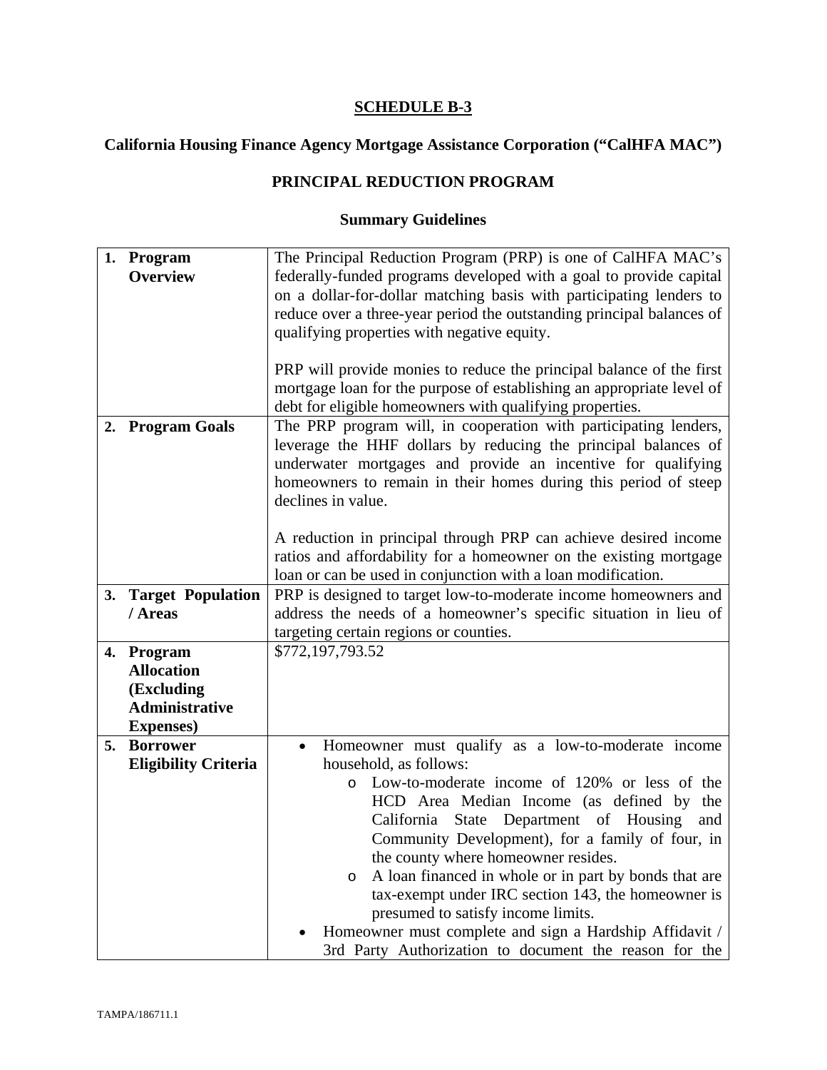## SCHEDULE B-3

### California Housing Finance Agency Mortgage Assistance Corporation ("CalHFA MAC")

### PRINCIPAL REDUCTION PROGRAM

### Summary Guidelines

| | |
|---|---|
| **1. Program Overview** | The Principal Reduction Program (PRP) is one of CalHFA MAC's federally-funded programs developed with a goal to provide capital on a dollar-for-dollar matching basis with participating lenders to reduce over a three-year period the outstanding principal balances of qualifying properties with negative equity.<br><br>PRP will provide monies to reduce the principal balance of the first mortgage loan for the purpose of establishing an appropriate level of debt for eligible homeowners with qualifying properties. |
| **2. Program Goals** | The PRP program will, in cooperation with participating lenders, leverage the HHF dollars by reducing the principal balances of underwater mortgages and provide an incentive for qualifying homeowners to remain in their homes during this period of steep declines in value.<br><br>A reduction in principal through PRP can achieve desired income ratios and affordability for a homeowner on the existing mortgage loan or can be used in conjunction with a loan modification. |
| **3. Target Population / Areas** | PRP is designed to target low-to-moderate income homeowners and address the needs of a homeowner's specific situation in lieu of targeting certain regions or counties. |
| **4. Program Allocation (Excluding Administrative Expenses)** | $772,197,793.52 |
| **5. Borrower Eligibility Criteria** | • Homeowner must qualify as a low-to-moderate income household, as follows:<br>&nbsp;&nbsp;&nbsp;&nbsp;o Low-to-moderate income of 120% or less of the HCD Area Median Income (as defined by the California State Department of Housing and Community Development), for a family of four, in the county where homeowner resides.<br>&nbsp;&nbsp;&nbsp;&nbsp;o A loan financed in whole or in part by bonds that are tax-exempt under IRC section 143, the homeowner is presumed to satisfy income limits.<br>• Homeowner must complete and sign a Hardship Affidavit / 3rd Party Authorization to document the reason for the |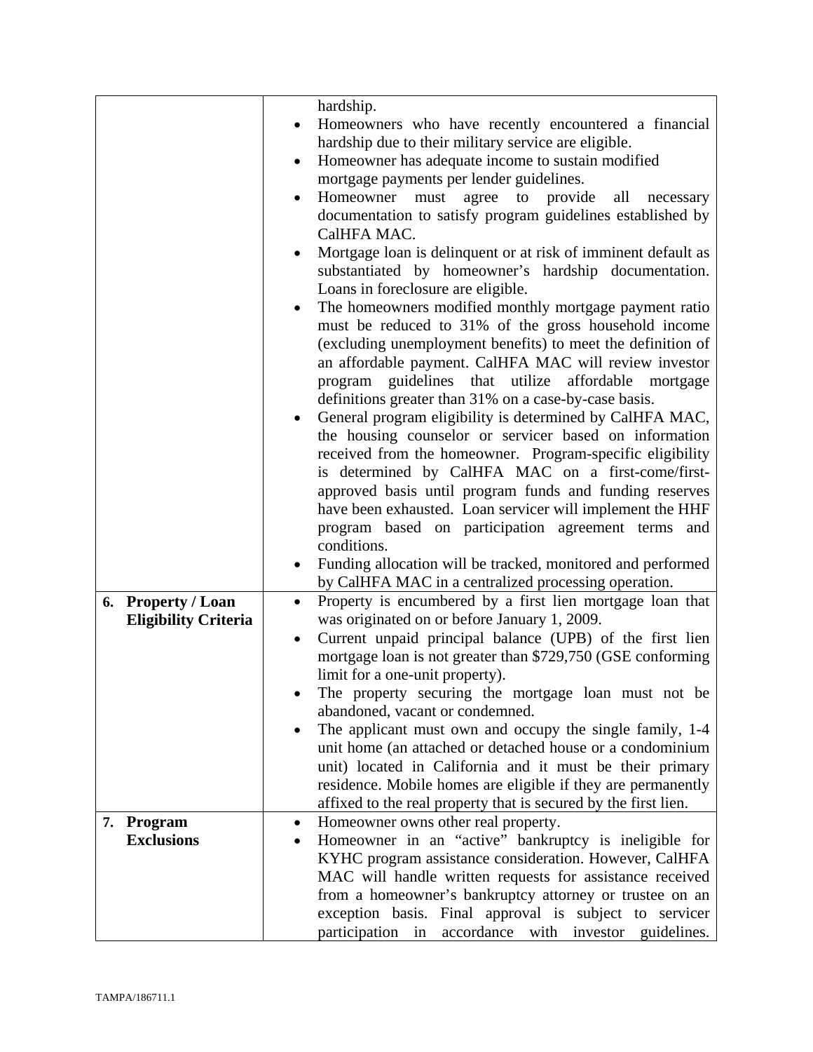| | |
|---|---|
| | hardship.<br>• Homeowners who have recently encountered a financial hardship due to their military service are eligible.<br>• Homeowner has adequate income to sustain modified mortgage payments per lender guidelines.<br>• Homeowner must agree to provide all necessary documentation to satisfy program guidelines established by CalHFA MAC.<br>• Mortgage loan is delinquent or at risk of imminent default as substantiated by homeowner's hardship documentation. Loans in foreclosure are eligible.<br>• The homeowners modified monthly mortgage payment ratio must be reduced to 31% of the gross household income (excluding unemployment benefits) to meet the definition of an affordable payment. CalHFA MAC will review investor program guidelines that utilize affordable mortgage definitions greater than 31% on a case-by-case basis.<br>• General program eligibility is determined by CalHFA MAC, the housing counselor or servicer based on information received from the homeowner. Program-specific eligibility is determined by CalHFA MAC on a first-come/first-approved basis until program funds and funding reserves have been exhausted. Loan servicer will implement the HHF program based on participation agreement terms and conditions.<br>• Funding allocation will be tracked, monitored and performed by CalHFA MAC in a centralized processing operation. |
| **6. Property / Loan Eligibility Criteria** | • Property is encumbered by a first lien mortgage loan that was originated on or before January 1, 2009.<br>• Current unpaid principal balance (UPB) of the first lien mortgage loan is not greater than $729,750 (GSE conforming limit for a one-unit property).<br>• The property securing the mortgage loan must not be abandoned, vacant or condemned.<br>• The applicant must own and occupy the single family, 1-4 unit home (an attached or detached house or a condominium unit) located in California and it must be their primary residence. Mobile homes are eligible if they are permanently affixed to the real property that is secured by the first lien. |
| **7. Program Exclusions** | • Homeowner owns other real property.<br>• Homeowner in an "active" bankruptcy is ineligible for KYHC program assistance consideration. However, CalHFA MAC will handle written requests for assistance received from a homeowner's bankruptcy attorney or trustee on an exception basis. Final approval is subject to servicer participation in accordance with investor guidelines. |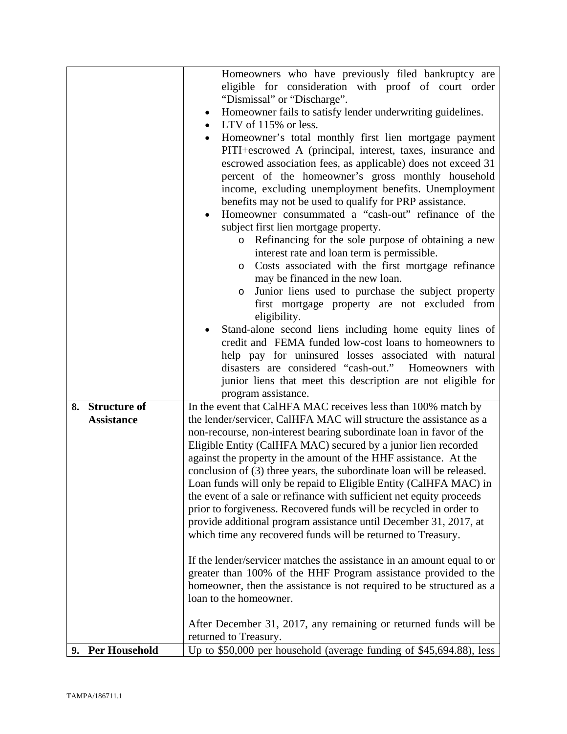| | |
|---|---|
| | Homeowners who have previously filed bankruptcy are eligible for consideration with proof of court order "Dismissal" or "Discharge".<br>• Homeowner fails to satisfy lender underwriting guidelines.<br>• LTV of 115% or less.<br>• Homeowner's total monthly first lien mortgage payment PITI+escrowed A (principal, interest, taxes, insurance and escrowed association fees, as applicable) does not exceed 31 percent of the homeowner's gross monthly household income, excluding unemployment benefits. Unemployment benefits may not be used to qualify for PRP assistance.<br>• Homeowner consummated a "cash-out" refinance of the subject first lien mortgage property.<br>  o Refinancing for the sole purpose of obtaining a new interest rate and loan term is permissible.<br>  o Costs associated with the first mortgage refinance may be financed in the new loan.<br>  o Junior liens used to purchase the subject property first mortgage property are not excluded from eligibility.<br>• Stand-alone second liens including home equity lines of credit and FEMA funded low-cost loans to homeowners to help pay for uninsured losses associated with natural disasters are considered "cash-out." Homeowners with junior liens that meet this description are not eligible for program assistance. |
| **8. Structure of Assistance** | In the event that CalHFA MAC receives less than 100% match by the lender/servicer, CalHFA MAC will structure the assistance as a non-recourse, non-interest bearing subordinate loan in favor of the Eligible Entity (CalHFA MAC) secured by a junior lien recorded against the property in the amount of the HHF assistance. At the conclusion of (3) three years, the subordinate loan will be released. Loan funds will only be repaid to Eligible Entity (CalHFA MAC) in the event of a sale or refinance with sufficient net equity proceeds prior to forgiveness. Recovered funds will be recycled in order to provide additional program assistance until December 31, 2017, at which time any recovered funds will be returned to Treasury.<br><br>If the lender/servicer matches the assistance in an amount equal to or greater than 100% of the HHF Program assistance provided to the homeowner, then the assistance is not required to be structured as a loan to the homeowner.<br><br>After December 31, 2017, any remaining or returned funds will be returned to Treasury. |
| **9. Per Household** | Up to $50,000 per household (average funding of $45,694.88), less |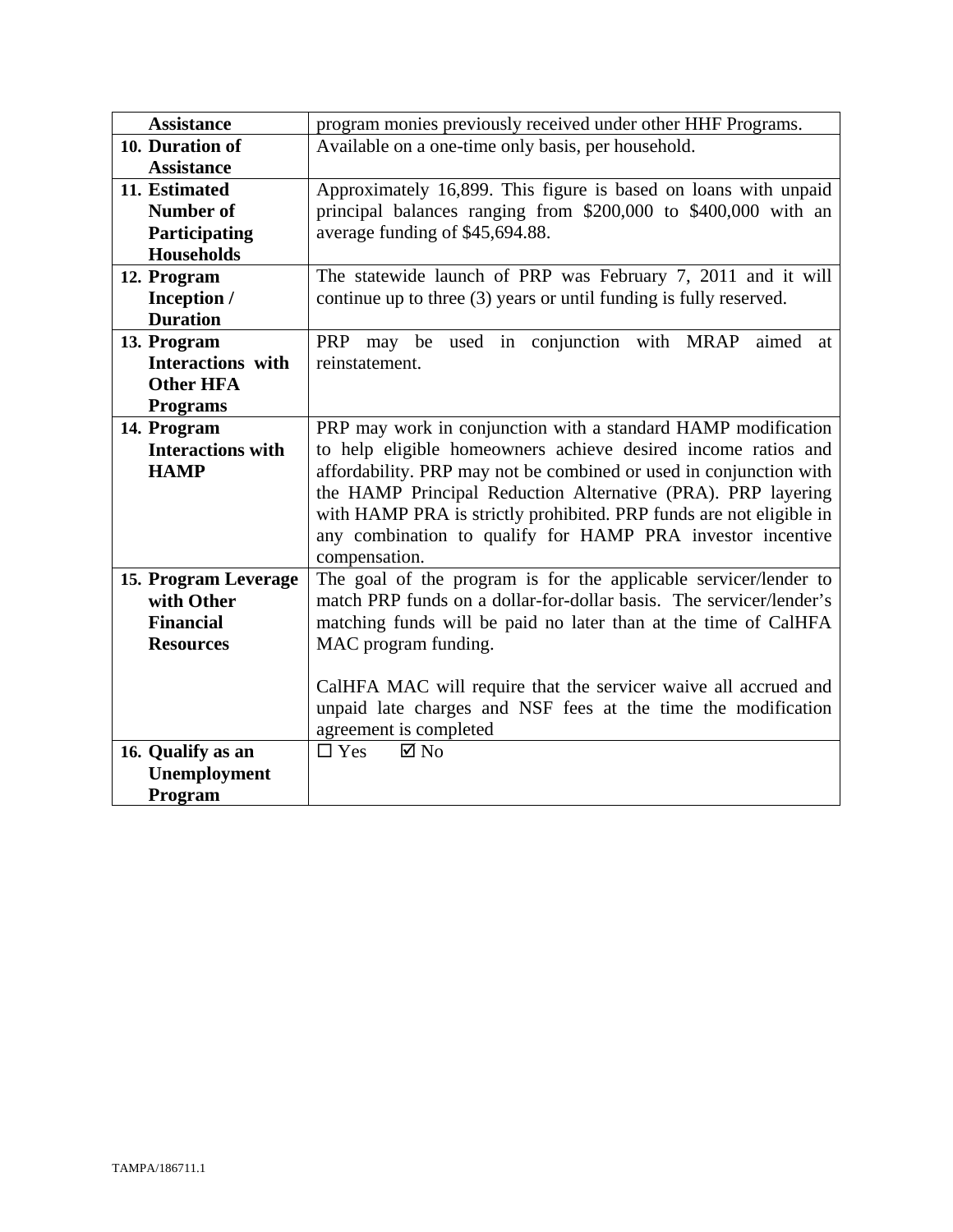| | |
|---|---|
| **Assistance** | program monies previously received under other HHF Programs. |
| **10. Duration of Assistance** | Available on a one-time only basis, per household. |
| **11. Estimated Number of Participating Households** | Approximately 16,899. This figure is based on loans with unpaid principal balances ranging from $200,000 to $400,000 with an average funding of $45,694.88. |
| **12. Program Inception / Duration** | The statewide launch of PRP was February 7, 2011 and it will continue up to three (3) years or until funding is fully reserved. |
| **13. Program Interactions with Other HFA Programs** | PRP may be used in conjunction with MRAP aimed at reinstatement. |
| **14. Program Interactions with HAMP** | PRP may work in conjunction with a standard HAMP modification to help eligible homeowners achieve desired income ratios and affordability. PRP may not be combined or used in conjunction with the HAMP Principal Reduction Alternative (PRA). PRP layering with HAMP PRA is strictly prohibited. PRP funds are not eligible in any combination to qualify for HAMP PRA investor incentive compensation. |
| **15. Program Leverage with Other Financial Resources** | The goal of the program is for the applicable servicer/lender to match PRP funds on a dollar-for-dollar basis. The servicer/lender's matching funds will be paid no later than at the time of CalHFA MAC program funding.<br><br>CalHFA MAC will require that the servicer waive all accrued and unpaid late charges and NSF fees at the time the modification agreement is completed |
| **16. Qualify as an Unemployment Program** | ☐ Yes ☑ No |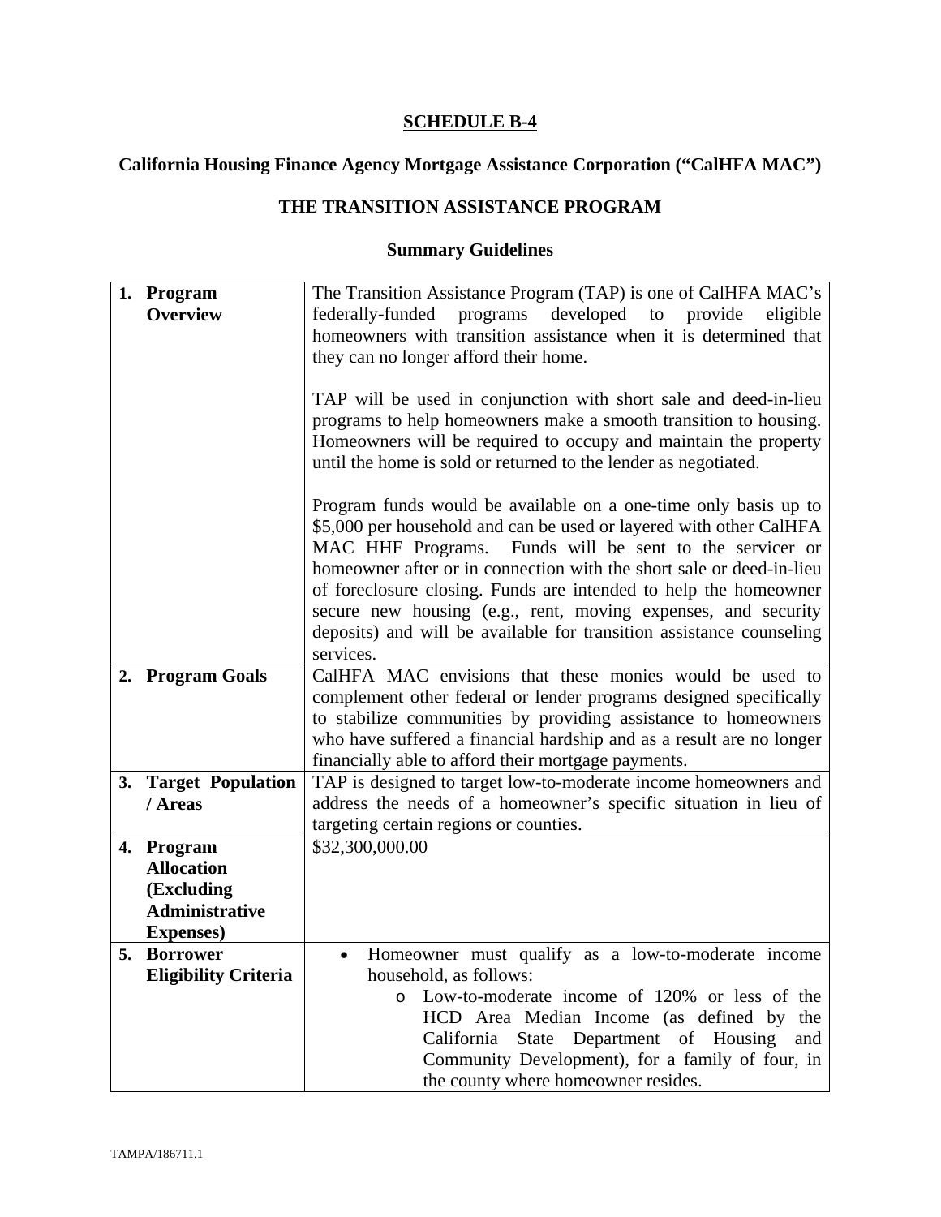**SCHEDULE B-4**

**California Housing Finance Agency Mortgage Assistance Corporation ("CalHFA MAC")**

**THE TRANSITION ASSISTANCE PROGRAM**

**Summary Guidelines**

| | |
|---|---|
| **1. Program Overview** | The Transition Assistance Program (TAP) is one of CalHFA MAC's federally-funded programs developed to provide eligible homeowners with transition assistance when it is determined that they can no longer afford their home.<br><br>TAP will be used in conjunction with short sale and deed-in-lieu programs to help homeowners make a smooth transition to housing. Homeowners will be required to occupy and maintain the property until the home is sold or returned to the lender as negotiated.<br><br>Program funds would be available on a one-time only basis up to $5,000 per household and can be used or layered with other CalHFA MAC HHF Programs. Funds will be sent to the servicer or homeowner after or in connection with the short sale or deed-in-lieu of foreclosure closing. Funds are intended to help the homeowner secure new housing (e.g., rent, moving expenses, and security deposits) and will be available for transition assistance counseling services. |
| **2. Program Goals** | CalHFA MAC envisions that these monies would be used to complement other federal or lender programs designed specifically to stabilize communities by providing assistance to homeowners who have suffered a financial hardship and as a result are no longer financially able to afford their mortgage payments. |
| **3. Target Population / Areas** | TAP is designed to target low-to-moderate income homeowners and address the needs of a homeowner's specific situation in lieu of targeting certain regions or counties. |
| **4. Program Allocation (Excluding Administrative Expenses)** | $32,300,000.00 |
| **5. Borrower Eligibility Criteria** | • Homeowner must qualify as a low-to-moderate income household, as follows:<br>&nbsp;&nbsp;&nbsp;&nbsp;o Low-to-moderate income of 120% or less of the HCD Area Median Income (as defined by the California State Department of Housing and Community Development), for a family of four, in the county where homeowner resides. |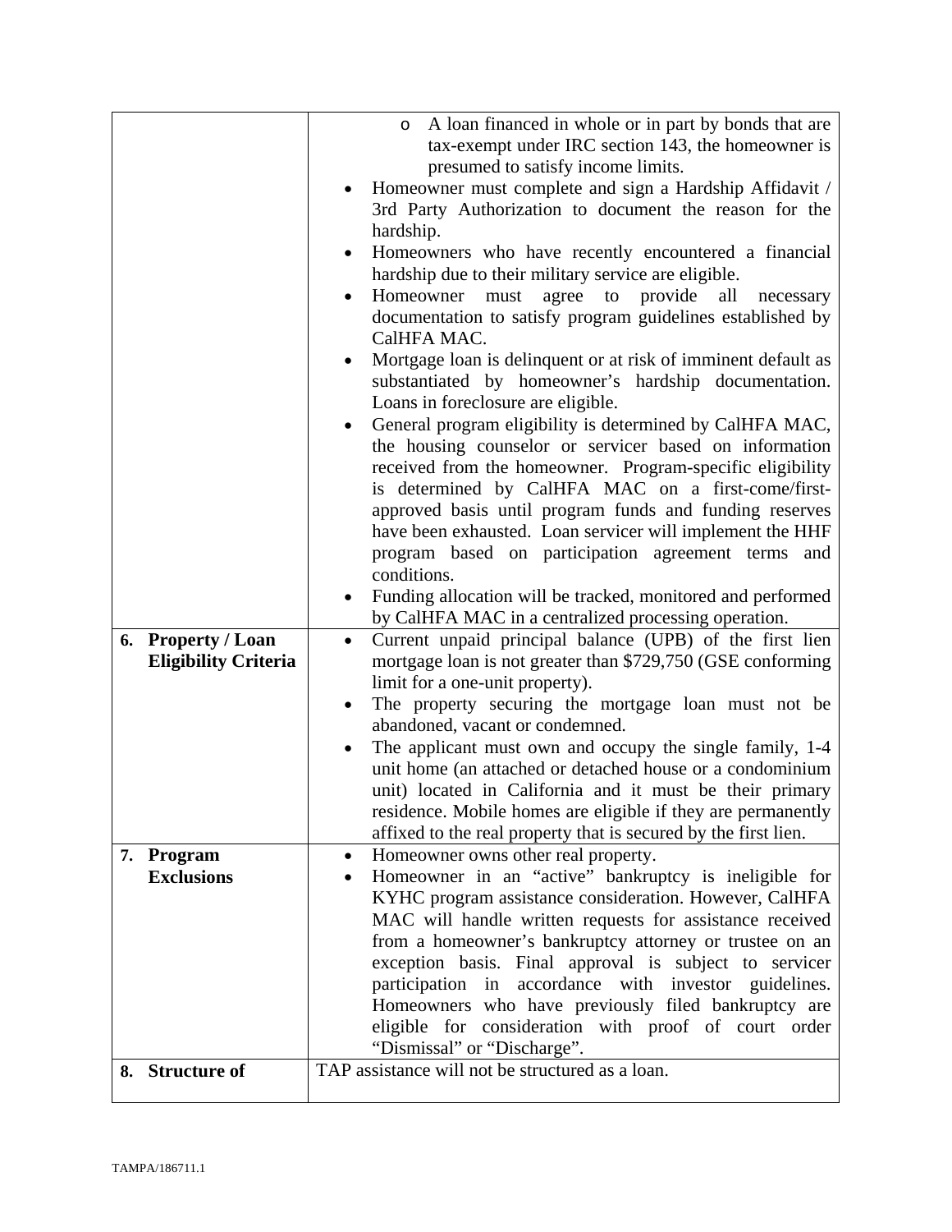| | |
|---|---|
| | o A loan financed in whole or in part by bonds that are tax-exempt under IRC section 143, the homeowner is presumed to satisfy income limits.<br>• Homeowner must complete and sign a Hardship Affidavit / 3rd Party Authorization to document the reason for the hardship.<br>• Homeowners who have recently encountered a financial hardship due to their military service are eligible.<br>• Homeowner must agree to provide all necessary documentation to satisfy program guidelines established by CalHFA MAC.<br>• Mortgage loan is delinquent or at risk of imminent default as substantiated by homeowner's hardship documentation. Loans in foreclosure are eligible.<br>• General program eligibility is determined by CalHFA MAC, the housing counselor or servicer based on information received from the homeowner. Program-specific eligibility is determined by CalHFA MAC on a first-come/first-approved basis until program funds and funding reserves have been exhausted. Loan servicer will implement the HHF program based on participation agreement terms and conditions.<br>• Funding allocation will be tracked, monitored and performed by CalHFA MAC in a centralized processing operation. |
| **6. Property / Loan Eligibility Criteria** | • Current unpaid principal balance (UPB) of the first lien mortgage loan is not greater than $729,750 (GSE conforming limit for a one-unit property).<br>• The property securing the mortgage loan must not be abandoned, vacant or condemned.<br>• The applicant must own and occupy the single family, 1-4 unit home (an attached or detached house or a condominium unit) located in California and it must be their primary residence. Mobile homes are eligible if they are permanently affixed to the real property that is secured by the first lien. |
| **7. Program Exclusions** | • Homeowner owns other real property.<br>• Homeowner in an "active" bankruptcy is ineligible for KYHC program assistance consideration. However, CalHFA MAC will handle written requests for assistance received from a homeowner's bankruptcy attorney or trustee on an exception basis. Final approval is subject to servicer participation in accordance with investor guidelines. Homeowners who have previously filed bankruptcy are eligible for consideration with proof of court order "Dismissal" or "Discharge". |
| **8. Structure of** | TAP assistance will not be structured as a loan. |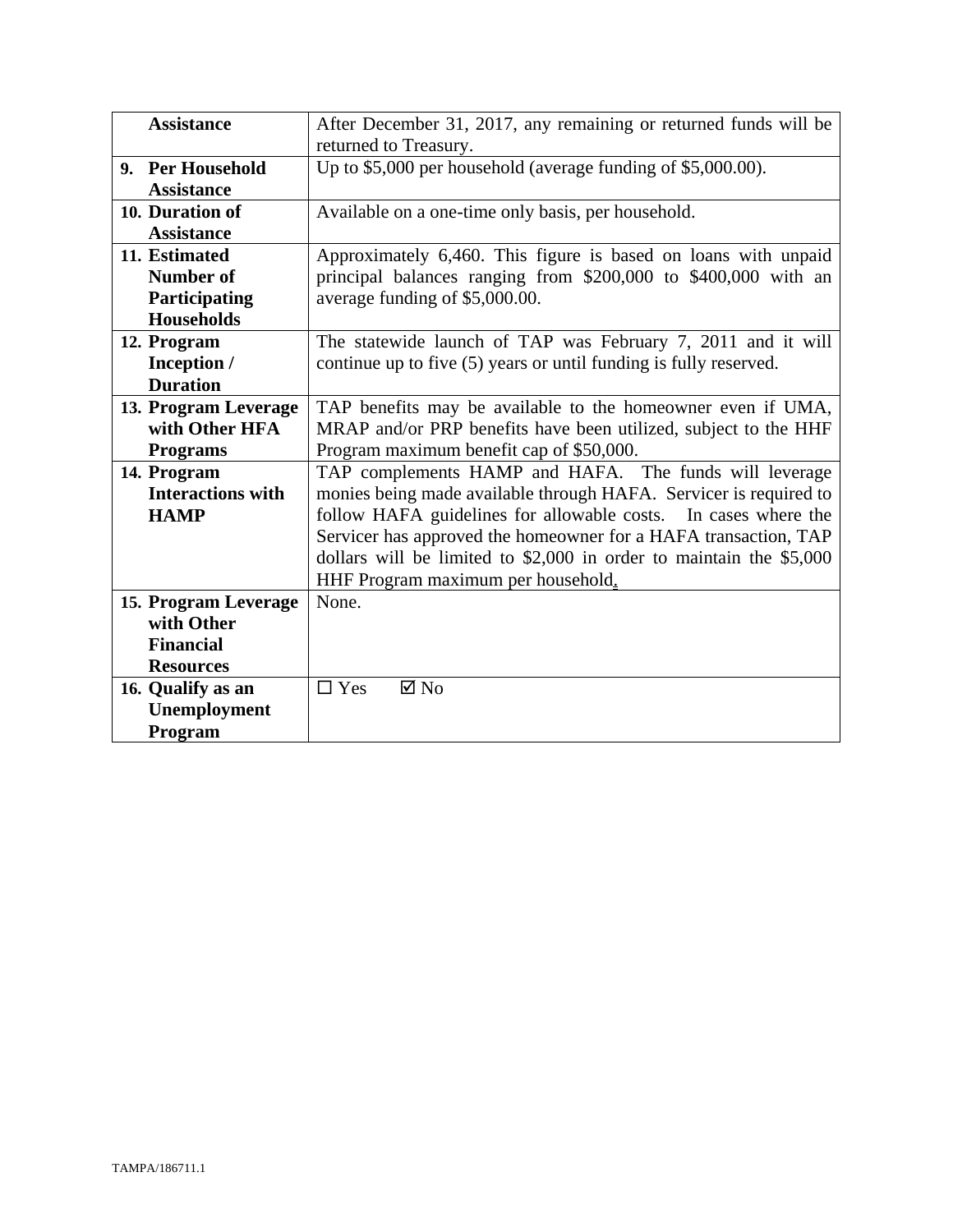| | |
|---|---|
| **Assistance** | After December 31, 2017, any remaining or returned funds will be returned to Treasury. |
| **9. Per Household Assistance** | Up to $5,000 per household (average funding of $5,000.00). |
| **10. Duration of Assistance** | Available on a one-time only basis, per household. |
| **11. Estimated Number of Participating Households** | Approximately 6,460. This figure is based on loans with unpaid principal balances ranging from $200,000 to $400,000 with an average funding of $5,000.00. |
| **12. Program Inception / Duration** | The statewide launch of TAP was February 7, 2011 and it will continue up to five (5) years or until funding is fully reserved. |
| **13. Program Leverage with Other HFA Programs** | TAP benefits may be available to the homeowner even if UMA, MRAP and/or PRP benefits have been utilized, subject to the HHF Program maximum benefit cap of $50,000. |
| **14. Program Interactions with HAMP** | TAP complements HAMP and HAFA. The funds will leverage monies being made available through HAFA. Servicer is required to follow HAFA guidelines for allowable costs. In cases where the Servicer has approved the homeowner for a HAFA transaction, TAP dollars will be limited to $2,000 in order to maintain the $5,000 HHF Program maximum per household. |
| **15. Program Leverage with Other Financial Resources** | None. |
| **16. Qualify as an Unemployment Program** | ☐ Yes ☑ No |

TAMPA/186711.1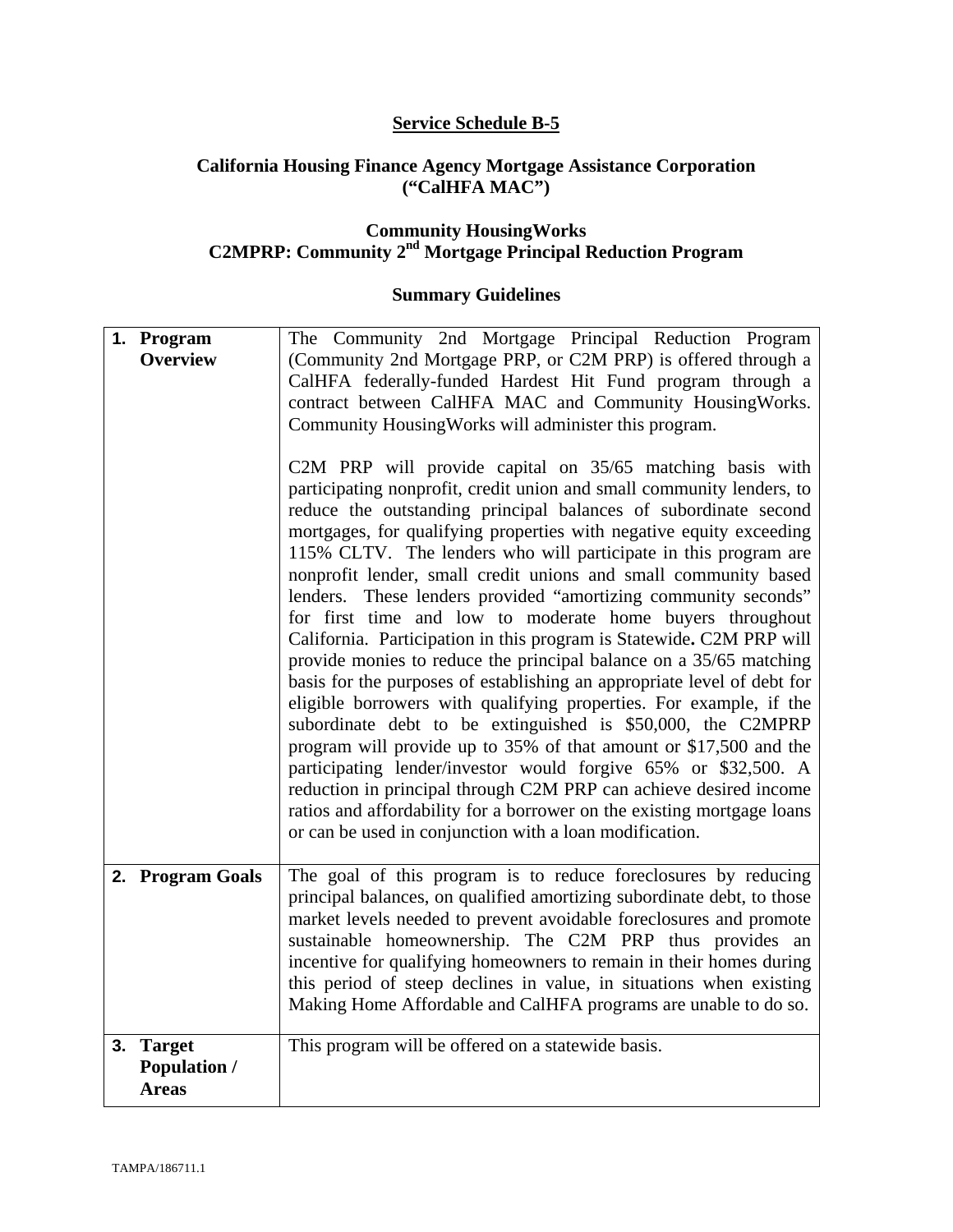**Service Schedule B-5**

**California Housing Finance Agency Mortgage Assistance Corporation ("CalHFA MAC")**

**Community HousingWorks**
**C2MPRP: Community 2nd Mortgage Principal Reduction Program**

**Summary Guidelines**

| | |
|---|---|
| **1. Program Overview** | The Community 2nd Mortgage Principal Reduction Program (Community 2nd Mortgage PRP, or C2M PRP) is offered through a CalHFA federally-funded Hardest Hit Fund program through a contract between CalHFA MAC and Community HousingWorks. Community HousingWorks will administer this program.<br><br>C2M PRP will provide capital on 35/65 matching basis with participating nonprofit, credit union and small community lenders, to reduce the outstanding principal balances of subordinate second mortgages, for qualifying properties with negative equity exceeding 115% CLTV. The lenders who will participate in this program are nonprofit lender, small credit unions and small community based lenders. These lenders provided "amortizing community seconds" for first time and low to moderate home buyers throughout California. Participation in this program is Statewide**.** C2M PRP will provide monies to reduce the principal balance on a 35/65 matching basis for the purposes of establishing an appropriate level of debt for eligible borrowers with qualifying properties. For example, if the subordinate debt to be extinguished is $50,000, the C2MPRP program will provide up to 35% of that amount or $17,500 and the participating lender/investor would forgive 65% or $32,500. A reduction in principal through C2M PRP can achieve desired income ratios and affordability for a borrower on the existing mortgage loans or can be used in conjunction with a loan modification. |
| **2. Program Goals** | The goal of this program is to reduce foreclosures by reducing principal balances, on qualified amortizing subordinate debt, to those market levels needed to prevent avoidable foreclosures and promote sustainable homeownership. The C2M PRP thus provides an incentive for qualifying homeowners to remain in their homes during this period of steep declines in value, in situations when existing Making Home Affordable and CalHFA programs are unable to do so. |
| **3. Target Population / Areas** | This program will be offered on a statewide basis. |

TAMPA/186711.1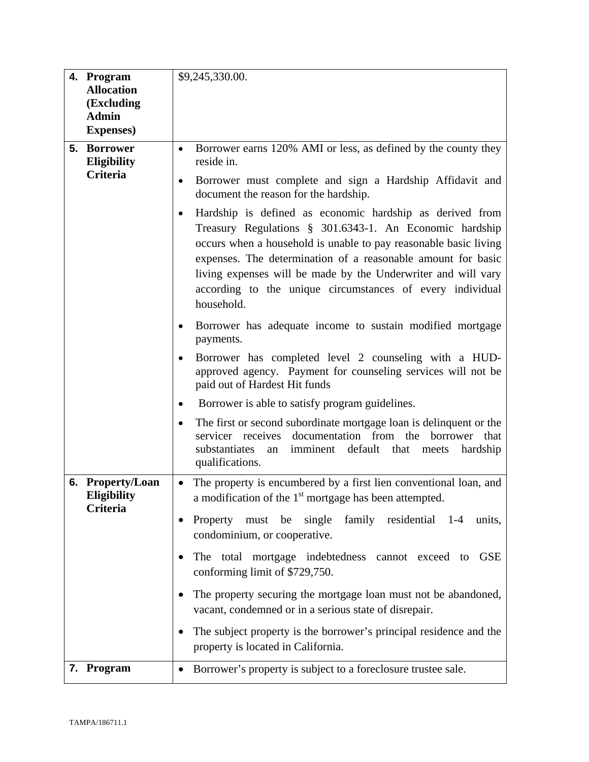| | |
|---|---|
| **4. Program Allocation (Excluding Admin Expenses)** | $9,245,330.00. |
| **5. Borrower Eligibility Criteria** | • Borrower earns 120% AMI or less, as defined by the county they reside in.<br>• Borrower must complete and sign a Hardship Affidavit and document the reason for the hardship.<br>• Hardship is defined as economic hardship as derived from Treasury Regulations § 301.6343-1. An Economic hardship occurs when a household is unable to pay reasonable basic living expenses. The determination of a reasonable amount for basic living expenses will be made by the Underwriter and will vary according to the unique circumstances of every individual household.<br>• Borrower has adequate income to sustain modified mortgage payments.<br>• Borrower has completed level 2 counseling with a HUD-approved agency. Payment for counseling services will not be paid out of Hardest Hit funds<br>• Borrower is able to satisfy program guidelines.<br>• The first or second subordinate mortgage loan is delinquent or the servicer receives documentation from the borrower that substantiates an imminent default that meets hardship qualifications. |
| **6. Property/Loan Eligibility Criteria** | • The property is encumbered by a first lien conventional loan, and a modification of the 1st mortgage has been attempted.<br>• Property must be single family residential 1-4 units, condominium, or cooperative.<br>• The total mortgage indebtedness cannot exceed to GSE conforming limit of $729,750.<br>• The property securing the mortgage loan must not be abandoned, vacant, condemned or in a serious state of disrepair.<br>• The subject property is the borrower's principal residence and the property is located in California. |
| **7. Program** | • Borrower's property is subject to a foreclosure trustee sale. |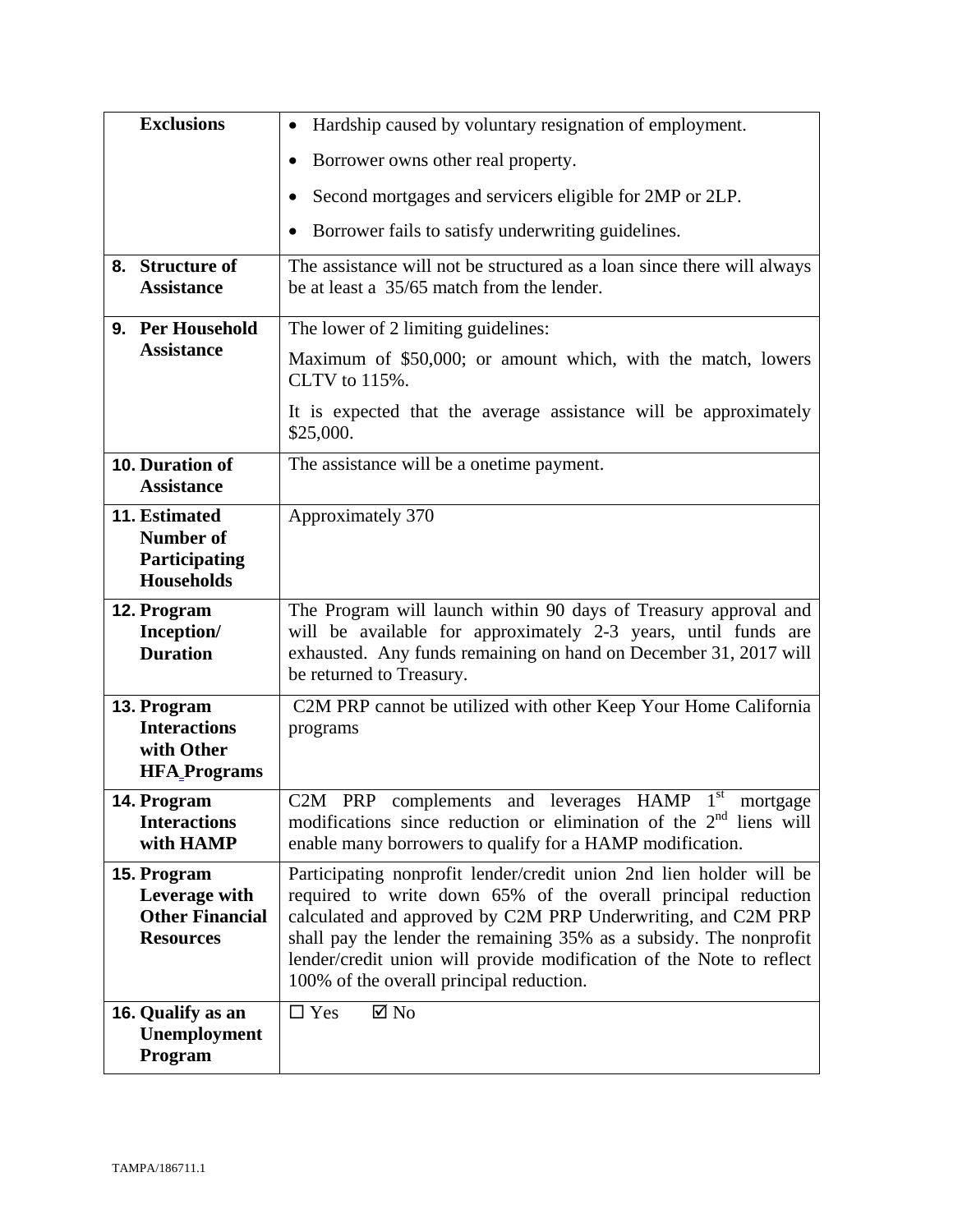| | |
|---|---|
| **Exclusions** | • Hardship caused by voluntary resignation of employment.<br>• Borrower owns other real property.<br>• Second mortgages and servicers eligible for 2MP or 2LP.<br>• Borrower fails to satisfy underwriting guidelines. |
| **8. Structure of Assistance** | The assistance will not be structured as a loan since there will always be at least a 35/65 match from the lender. |
| **9. Per Household Assistance** | The lower of 2 limiting guidelines:<br>Maximum of $50,000; or amount which, with the match, lowers CLTV to 115%.<br>It is expected that the average assistance will be approximately $25,000. |
| **10. Duration of Assistance** | The assistance will be a onetime payment. |
| **11. Estimated Number of Participating Households** | Approximately 370 |
| **12. Program Inception/ Duration** | The Program will launch within 90 days of Treasury approval and will be available for approximately 2-3 years, until funds are exhausted. Any funds remaining on hand on December 31, 2017 will be returned to Treasury. |
| **13. Program Interactions with Other HFA Programs** | C2M PRP cannot be utilized with other Keep Your Home California programs |
| **14. Program Interactions with HAMP** | C2M PRP complements and leverages HAMP 1st mortgage modifications since reduction or elimination of the 2nd liens will enable many borrowers to qualify for a HAMP modification. |
| **15. Program Leverage with Other Financial Resources** | Participating nonprofit lender/credit union 2nd lien holder will be required to write down 65% of the overall principal reduction calculated and approved by C2M PRP Underwriting, and C2M PRP shall pay the lender the remaining 35% as a subsidy. The nonprofit lender/credit union will provide modification of the Note to reflect 100% of the overall principal reduction. |
| **16. Qualify as an Unemployment Program** | ☐ Yes ☑ No |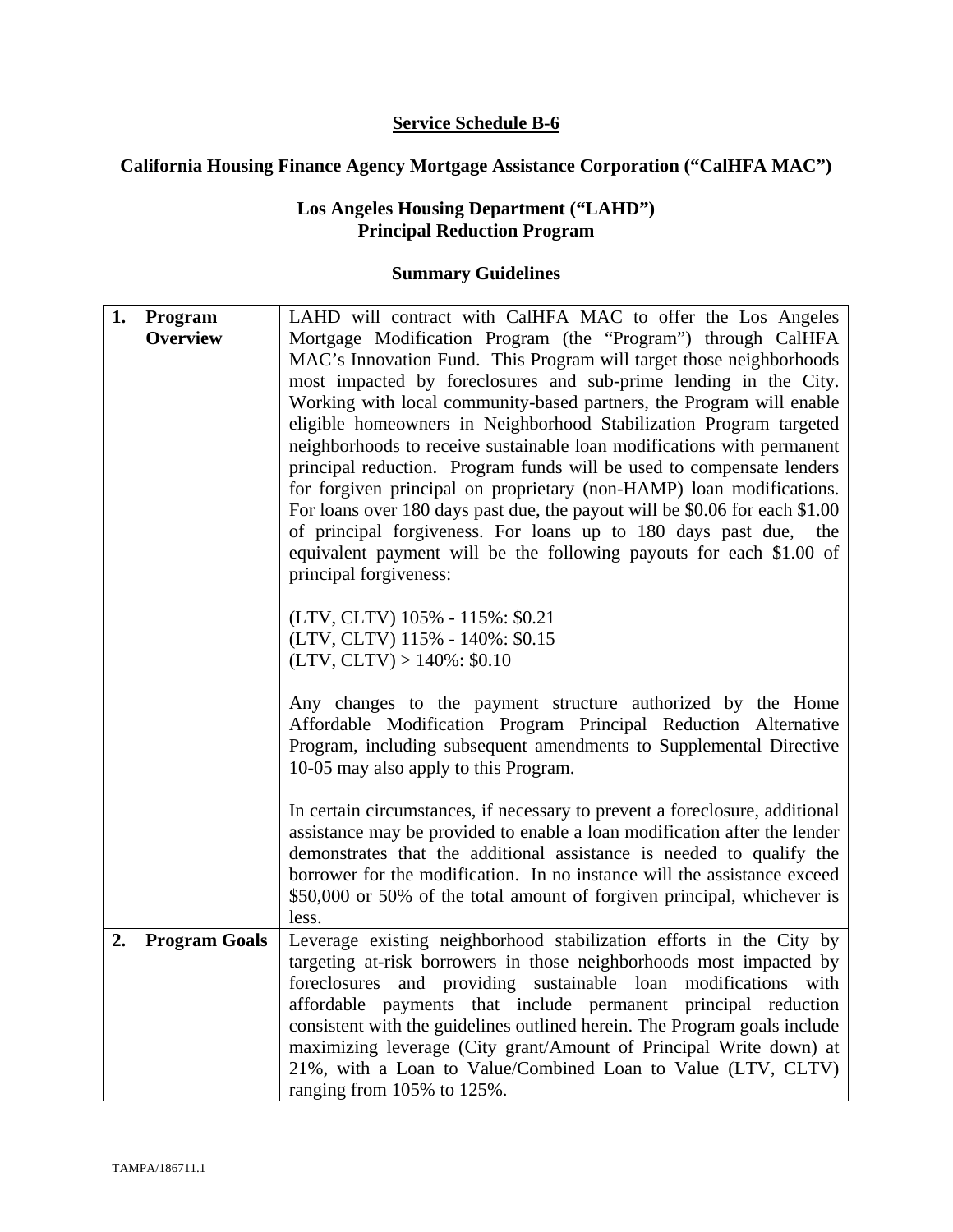**Service Schedule B-6**

**California Housing Finance Agency Mortgage Assistance Corporation ("CalHFA MAC")**

**Los Angeles Housing Department ("LAHD")**
**Principal Reduction Program**

**Summary Guidelines**

| | |
|---|---|
| **1. Program Overview** | LAHD will contract with CalHFA MAC to offer the Los Angeles Mortgage Modification Program (the "Program") through CalHFA MAC's Innovation Fund. This Program will target those neighborhoods most impacted by foreclosures and sub-prime lending in the City. Working with local community-based partners, the Program will enable eligible homeowners in Neighborhood Stabilization Program targeted neighborhoods to receive sustainable loan modifications with permanent principal reduction. Program funds will be used to compensate lenders for forgiven principal on proprietary (non-HAMP) loan modifications. For loans over 180 days past due, the payout will be \$0.06 for each \$1.00 of principal forgiveness. For loans up to 180 days past due, the equivalent payment will be the following payouts for each \$1.00 of principal forgiveness:<br><br>(LTV, CLTV) 105% - 115%: \$0.21<br>(LTV, CLTV) 115% - 140%: \$0.15<br>(LTV, CLTV) > 140%: \$0.10<br><br>Any changes to the payment structure authorized by the Home Affordable Modification Program Principal Reduction Alternative Program, including subsequent amendments to Supplemental Directive 10-05 may also apply to this Program.<br><br>In certain circumstances, if necessary to prevent a foreclosure, additional assistance may be provided to enable a loan modification after the lender demonstrates that the additional assistance is needed to qualify the borrower for the modification. In no instance will the assistance exceed \$50,000 or 50% of the total amount of forgiven principal, whichever is less. |
| **2. Program Goals** | Leverage existing neighborhood stabilization efforts in the City by targeting at-risk borrowers in those neighborhoods most impacted by foreclosures and providing sustainable loan modifications with affordable payments that include permanent principal reduction consistent with the guidelines outlined herein. The Program goals include maximizing leverage (City grant/Amount of Principal Write down) at 21%, with a Loan to Value/Combined Loan to Value (LTV, CLTV) ranging from 105% to 125%. |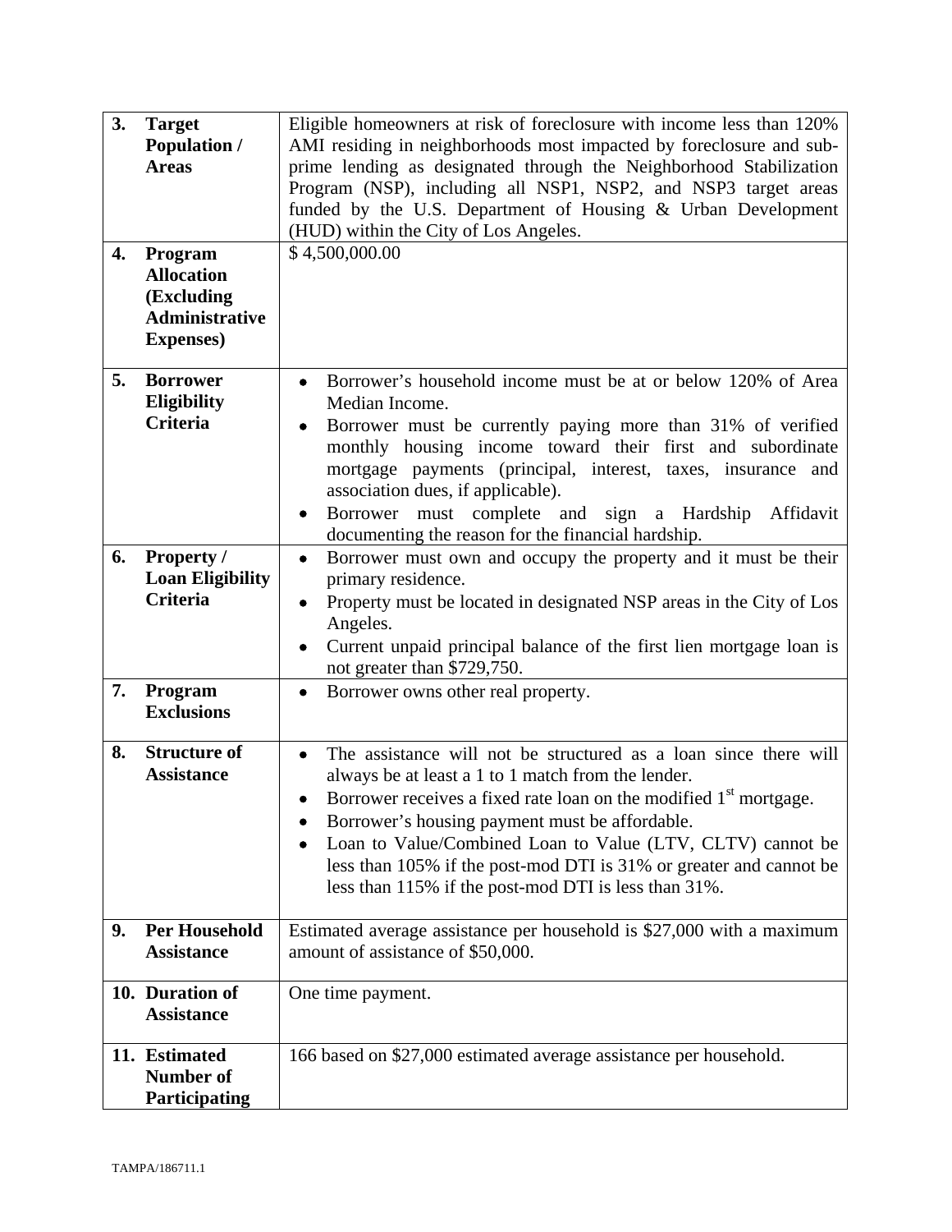| | |
|---|---|
| **3. Target Population / Areas** | Eligible homeowners at risk of foreclosure with income less than 120% AMI residing in neighborhoods most impacted by foreclosure and sub-prime lending as designated through the Neighborhood Stabilization Program (NSP), including all NSP1, NSP2, and NSP3 target areas funded by the U.S. Department of Housing & Urban Development (HUD) within the City of Los Angeles. |
| **4. Program Allocation (Excluding Administrative Expenses)** | $ 4,500,000.00 |
| **5. Borrower Eligibility Criteria** | • Borrower's household income must be at or below 120% of Area Median Income.<br>• Borrower must be currently paying more than 31% of verified monthly housing income toward their first and subordinate mortgage payments (principal, interest, taxes, insurance and association dues, if applicable).<br>• Borrower must complete and sign a Hardship Affidavit documenting the reason for the financial hardship. |
| **6. Property / Loan Eligibility Criteria** | • Borrower must own and occupy the property and it must be their primary residence.<br>• Property must be located in designated NSP areas in the City of Los Angeles.<br>• Current unpaid principal balance of the first lien mortgage loan is not greater than $729,750. |
| **7. Program Exclusions** | • Borrower owns other real property. |
| **8. Structure of Assistance** | • The assistance will not be structured as a loan since there will always be at least a 1 to 1 match from the lender.<br>• Borrower receives a fixed rate loan on the modified 1st mortgage.<br>• Borrower's housing payment must be affordable.<br>• Loan to Value/Combined Loan to Value (LTV, CLTV) cannot be less than 105% if the post-mod DTI is 31% or greater and cannot be less than 115% if the post-mod DTI is less than 31%. |
| **9. Per Household Assistance** | Estimated average assistance per household is $27,000 with a maximum amount of assistance of $50,000. |
| **10. Duration of Assistance** | One time payment. |
| **11. Estimated Number of Participating** | 166 based on $27,000 estimated average assistance per household. |

TAMPA/186711.1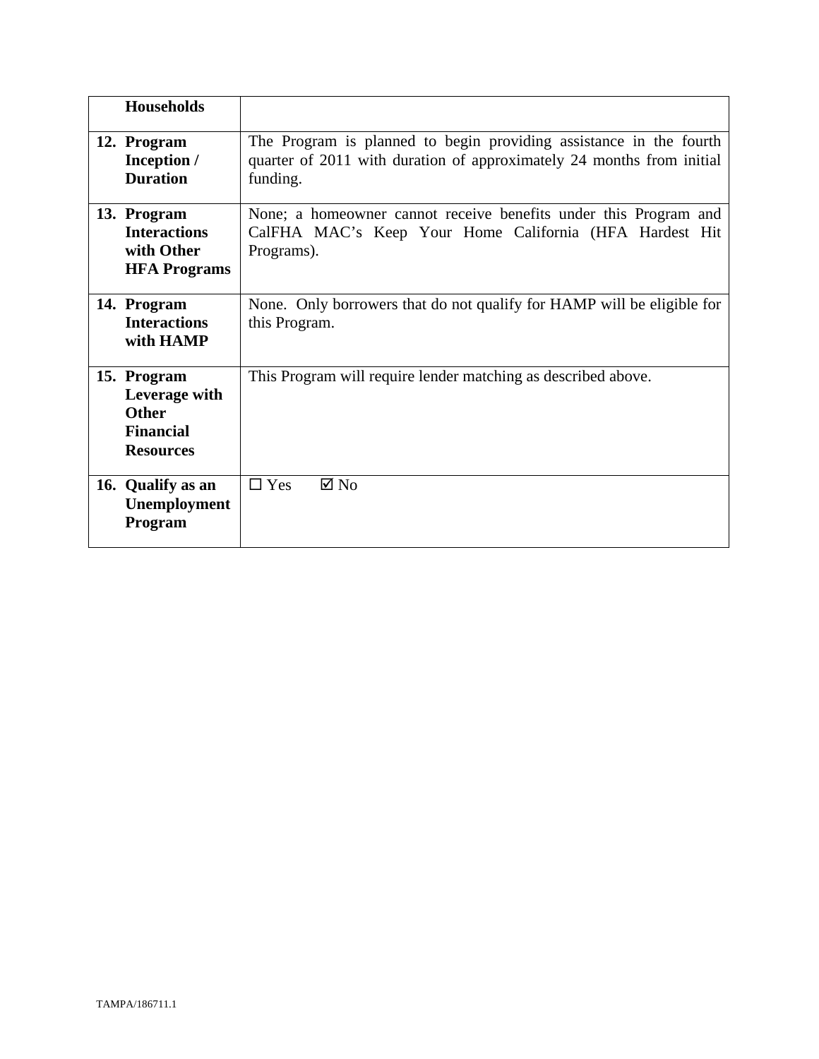| Households | |
|---|---|
| 12. Program Inception / Duration | The Program is planned to begin providing assistance in the fourth quarter of 2011 with duration of approximately 24 months from initial funding. |
| 13. Program Interactions with Other HFA Programs | None; a homeowner cannot receive benefits under this Program and CalFHA MAC's Keep Your Home California (HFA Hardest Hit Programs). |
| 14. Program Interactions with HAMP | None. Only borrowers that do not qualify for HAMP will be eligible for this Program. |
| 15. Program Leverage with Other Financial Resources | This Program will require lender matching as described above. |
| 16. Qualify as an Unemployment Program | ☐ Yes ☑ No |

TAMPA/186711.1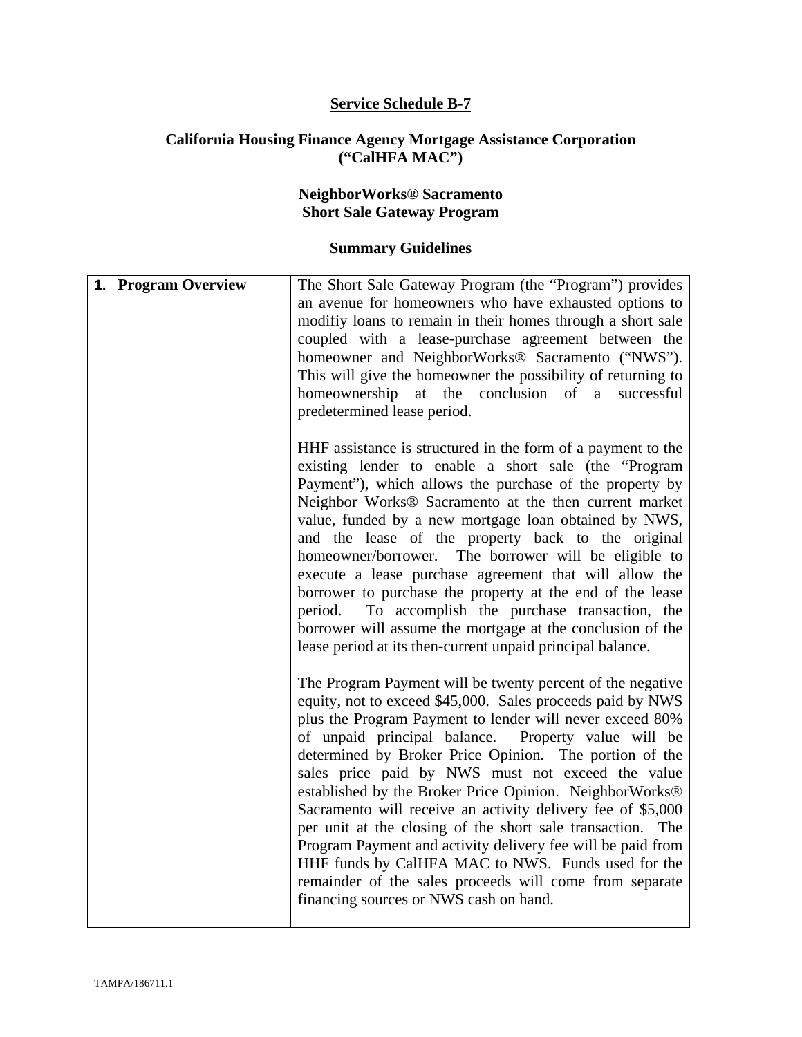**Service Schedule B-7**

**California Housing Finance Agency Mortgage Assistance Corporation ("CalHFA MAC")**

**NeighborWorks® Sacramento**
**Short Sale Gateway Program**

**Summary Guidelines**

| | |
|---|---|
| **1. Program Overview** | The Short Sale Gateway Program (the "Program") provides an avenue for homeowners who have exhausted options to modifiy loans to remain in their homes through a short sale coupled with a lease-purchase agreement between the homeowner and NeighborWorks® Sacramento ("NWS"). This will give the homeowner the possibility of returning to homeownership at the conclusion of a successful predetermined lease period.<br><br>HHF assistance is structured in the form of a payment to the existing lender to enable a short sale (the "Program Payment"), which allows the purchase of the property by Neighbor Works® Sacramento at the then current market value, funded by a new mortgage loan obtained by NWS, and the lease of the property back to the original homeowner/borrower. The borrower will be eligible to execute a lease purchase agreement that will allow the borrower to purchase the property at the end of the lease period. To accomplish the purchase transaction, the borrower will assume the mortgage at the conclusion of the lease period at its then-current unpaid principal balance.<br><br>The Program Payment will be twenty percent of the negative equity, not to exceed $45,000. Sales proceeds paid by NWS plus the Program Payment to lender will never exceed 80% of unpaid principal balance. Property value will be determined by Broker Price Opinion. The portion of the sales price paid by NWS must not exceed the value established by the Broker Price Opinion. NeighborWorks® Sacramento will receive an activity delivery fee of $5,000 per unit at the closing of the short sale transaction. The Program Payment and activity delivery fee will be paid from HHF funds by CalHFA MAC to NWS. Funds used for the remainder of the sales proceeds will come from separate financing sources or NWS cash on hand. |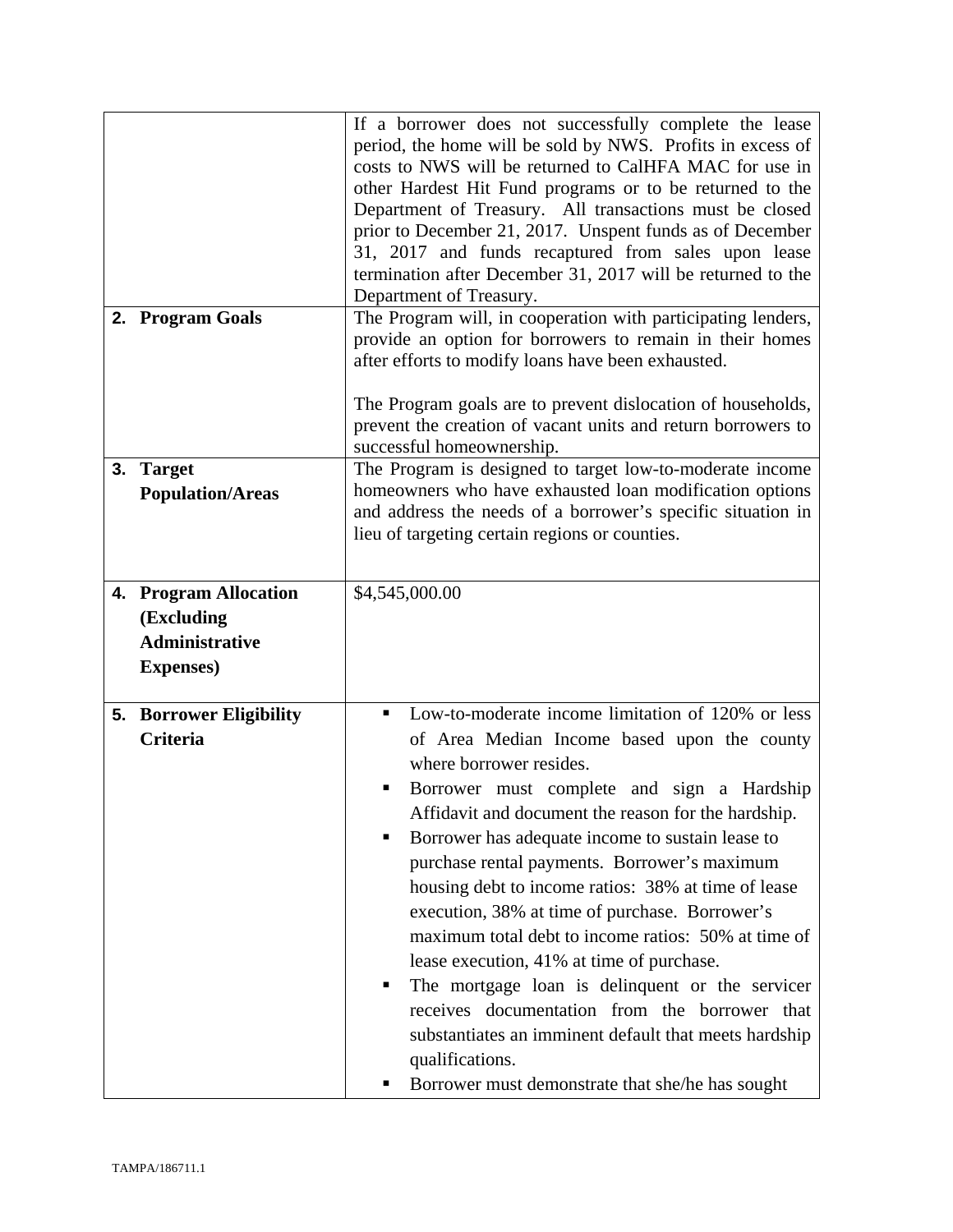| | |
|---|---|
| | If a borrower does not successfully complete the lease period, the home will be sold by NWS. Profits in excess of costs to NWS will be returned to CalHFA MAC for use in other Hardest Hit Fund programs or to be returned to the Department of Treasury. All transactions must be closed prior to December 21, 2017. Unspent funds as of December 31, 2017 and funds recaptured from sales upon lease termination after December 31, 2017 will be returned to the Department of Treasury. |
| **2. Program Goals** | The Program will, in cooperation with participating lenders, provide an option for borrowers to remain in their homes after efforts to modify loans have been exhausted.<br><br>The Program goals are to prevent dislocation of households, prevent the creation of vacant units and return borrowers to successful homeownership. |
| **3. Target Population/Areas** | The Program is designed to target low-to-moderate income homeowners who have exhausted loan modification options and address the needs of a borrower's specific situation in lieu of targeting certain regions or counties. |
| **4. Program Allocation (Excluding Administrative Expenses)** | $4,545,000.00 |
| **5. Borrower Eligibility Criteria** | ▪ Low-to-moderate income limitation of 120% or less of Area Median Income based upon the county where borrower resides.<br>▪ Borrower must complete and sign a Hardship Affidavit and document the reason for the hardship.<br>▪ Borrower has adequate income to sustain lease to purchase rental payments. Borrower's maximum housing debt to income ratios: 38% at time of lease execution, 38% at time of purchase. Borrower's maximum total debt to income ratios: 50% at time of lease execution, 41% at time of purchase.<br>▪ The mortgage loan is delinquent or the servicer receives documentation from the borrower that substantiates an imminent default that meets hardship qualifications.<br>▪ Borrower must demonstrate that she/he has sought |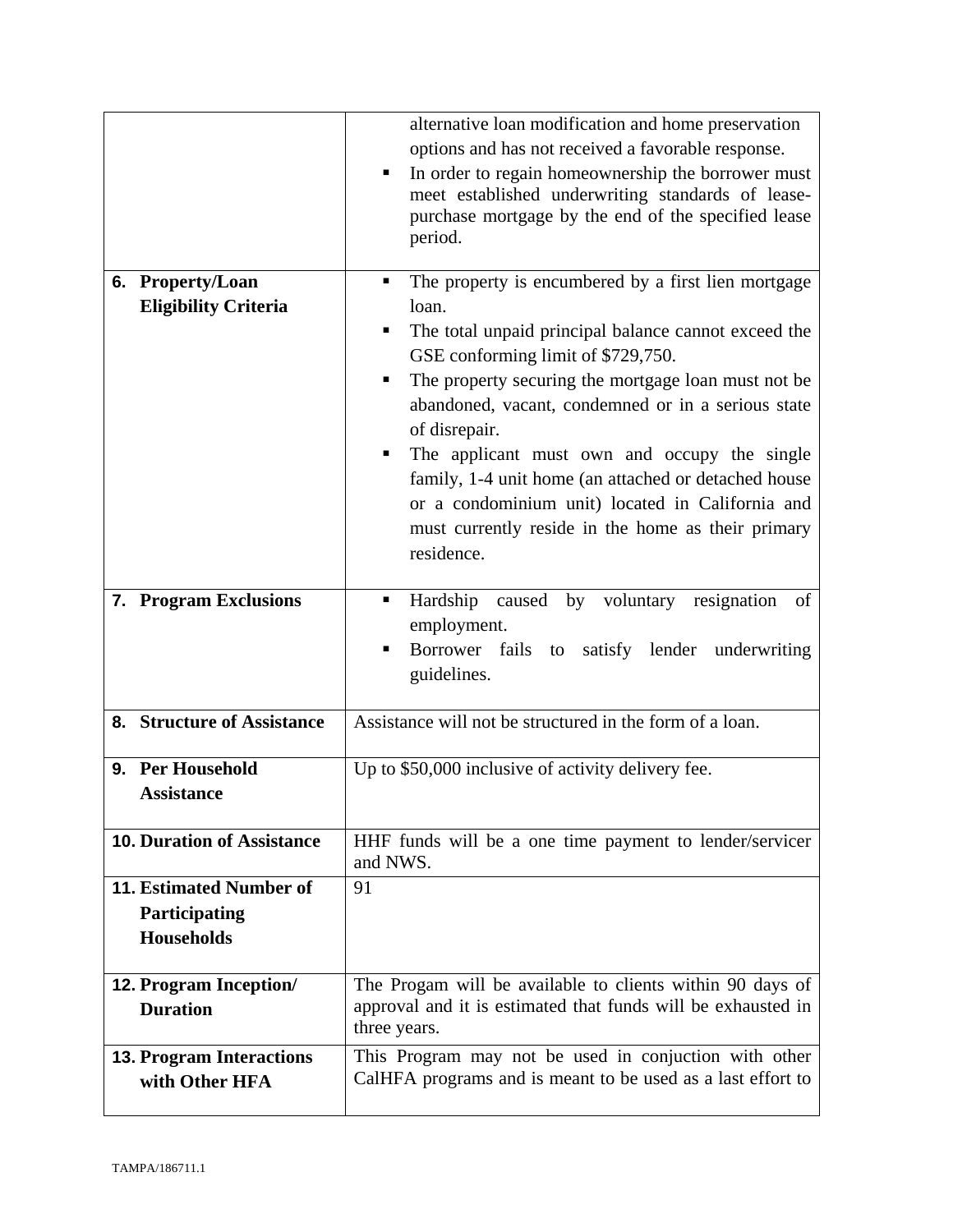| | |
|---|---|
| | alternative loan modification and home preservation options and has not received a favorable response.<br>▪ In order to regain homeownership the borrower must meet established underwriting standards of lease-purchase mortgage by the end of the specified lease period. |
| **6. Property/Loan Eligibility Criteria** | ▪ The property is encumbered by a first lien mortgage loan.<br>▪ The total unpaid principal balance cannot exceed the GSE conforming limit of $729,750.<br>▪ The property securing the mortgage loan must not be abandoned, vacant, condemned or in a serious state of disrepair.<br>▪ The applicant must own and occupy the single family, 1-4 unit home (an attached or detached house or a condominium unit) located in California and must currently reside in the home as their primary residence. |
| **7. Program Exclusions** | ▪ Hardship caused by voluntary resignation of employment.<br>▪ Borrower fails to satisfy lender underwriting guidelines. |
| **8. Structure of Assistance** | Assistance will not be structured in the form of a loan. |
| **9. Per Household Assistance** | Up to $50,000 inclusive of activity delivery fee. |
| **10. Duration of Assistance** | HHF funds will be a one time payment to lender/servicer and NWS. |
| **11. Estimated Number of Participating Households** | 91 |
| **12. Program Inception/ Duration** | The Progam will be available to clients within 90 days of approval and it is estimated that funds will be exhausted in three years. |
| **13. Program Interactions with Other HFA** | This Program may not be used in conjuction with other CalHFA programs and is meant to be used as a last effort to |

TAMPA/186711.1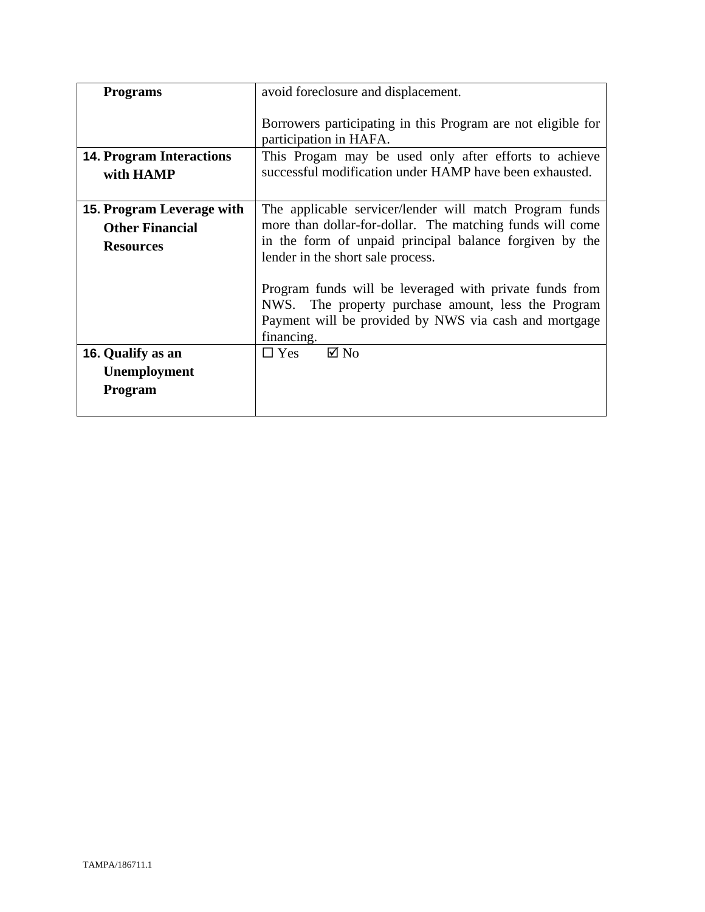| | |
|---|---|
| **Programs** | avoid foreclosure and displacement.<br><br>Borrowers participating in this Program are not eligible for participation in HAFA. |
| **14. Program Interactions with HAMP** | This Progam may be used only after efforts to achieve successful modification under HAMP have been exhausted. |
| **15. Program Leverage with Other Financial Resources** | The applicable servicer/lender will match Program funds more than dollar-for-dollar. The matching funds will come in the form of unpaid principal balance forgiven by the lender in the short sale process.<br><br>Program funds will be leveraged with private funds from NWS. The property purchase amount, less the Program Payment will be provided by NWS via cash and mortgage financing. |
| **16. Qualify as an Unemployment Program** | ☐ Yes ☑ No |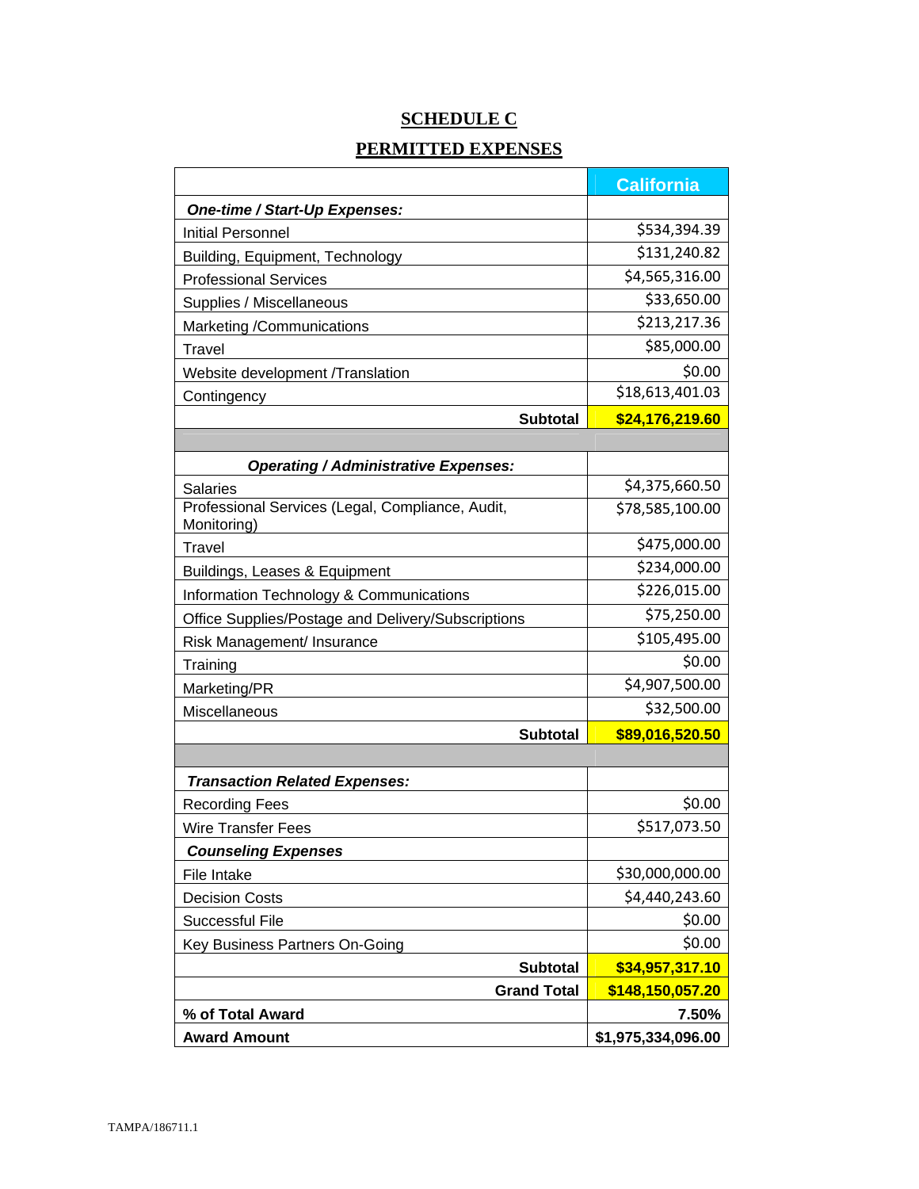# SCHEDULE C

## PERMITTED EXPENSES

| | California |
|---|---|
| ***One-time / Start-Up Expenses:*** | |
| Initial Personnel | $534,394.39 |
| Building, Equipment, Technology | $131,240.82 |
| Professional Services | $4,565,316.00 |
| Supplies / Miscellaneous | $33,650.00 |
| Marketing /Communications | $213,217.36 |
| Travel | $85,000.00 |
| Website development /Translation | $0.00 |
| Contingency | $18,613,401.03 |
| **Subtotal** | **$24,176,219.60** |
| | |
| ***Operating / Administrative Expenses:*** | |
| Salaries | $4,375,660.50 |
| Professional Services (Legal, Compliance, Audit, Monitoring) | $78,585,100.00 |
| Travel | $475,000.00 |
| Buildings, Leases & Equipment | $234,000.00 |
| Information Technology & Communications | $226,015.00 |
| Office Supplies/Postage and Delivery/Subscriptions | $75,250.00 |
| Risk Management/ Insurance | $105,495.00 |
| Training | $0.00 |
| Marketing/PR | $4,907,500.00 |
| Miscellaneous | $32,500.00 |
| **Subtotal** | **$89,016,520.50** |
| | |
| ***Transaction Related Expenses:*** | |
| Recording Fees | $0.00 |
| Wire Transfer Fees | $517,073.50 |
| ***Counseling Expenses*** | |
| File Intake | $30,000,000.00 |
| Decision Costs | $4,440,243.60 |
| Successful File | $0.00 |
| Key Business Partners On-Going | $0.00 |
| **Subtotal** | **$34,957,317.10** |
| **Grand Total** | **$148,150,057.20** |
| **% of Total Award** | **7.50%** |
| **Award Amount** | **$1,975,334,096.00** |

TAMPA/186711.1